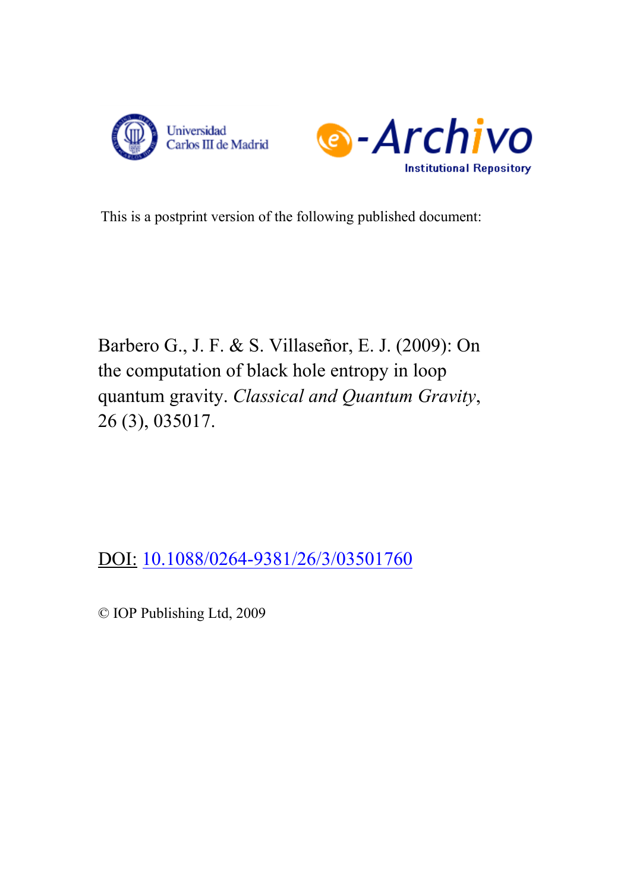Universidad Carlos III de Madrid

e-Archivo Institutional Repository

This is a postprint version of the following published document:

Barbero G., J. F. & S. Villaseñor, E. J. (2009): On the computation of black hole entropy in loop quantum gravity. *Classical and Quantum Gravity*, 26 (3), 035017.

DOI: 10.1088/0264-9381/26/3/03501760

© IOP Publishing Ltd, 2009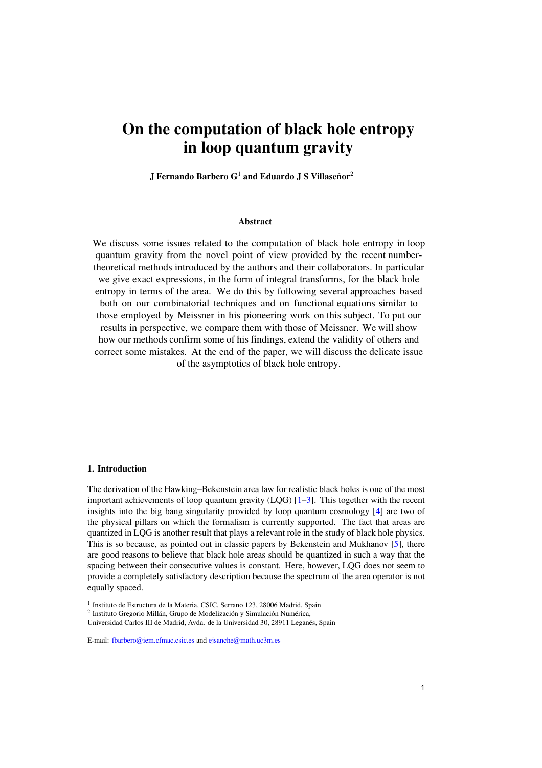# On the computation of black hole entropy in loop quantum gravity

**J Fernando Barbero G[1] and Eduardo J S Villaseñor[2]**

### Abstract

We discuss some issues related to the computation of black hole entropy in loop quantum gravity from the novel point of view provided by the recent number-theoretical methods introduced by the authors and their collaborators. In particular we give exact expressions, in the form of integral transforms, for the black hole entropy in terms of the area. We do this by following several approaches based both on our combinatorial techniques and on functional equations similar to those employed by Meissner in his pioneering work on this subject. To put our results in perspective, we compare them with those of Meissner. We will show how our methods confirm some of his findings, extend the validity of others and correct some mistakes. At the end of the paper, we will discuss the delicate issue of the asymptotics of black hole entropy.

## 1. Introduction

The derivation of the Hawking–Bekenstein area law for realistic black holes is one of the most important achievements of loop quantum gravity (LQG) [1–3]. This together with the recent insights into the big bang singularity provided by loop quantum cosmology [4] are two of the physical pillars on which the formalism is currently supported. The fact that areas are quantized in LQG is another result that plays a relevant role in the study of black hole physics. This is so because, as pointed out in classic papers by Bekenstein and Mukhanov [5], there are good reasons to believe that black hole areas should be quantized in such a way that the spacing between their consecutive values is constant. Here, however, LQG does not seem to provide a completely satisfactory description because the spectrum of the area operator is not equally spaced.

[1] Instituto de Estructura de la Materia, CSIC, Serrano 123, 28006 Madrid, Spain
[2] Instituto Gregorio Millán, Grupo de Modelización y Simulación Numérica, Universidad Carlos III de Madrid, Avda. de la Universidad 30, 28911 Leganés, Spain

E-mail: fbarbero@iem.cfmac.csic.es and ejsanche@math.uc3m.es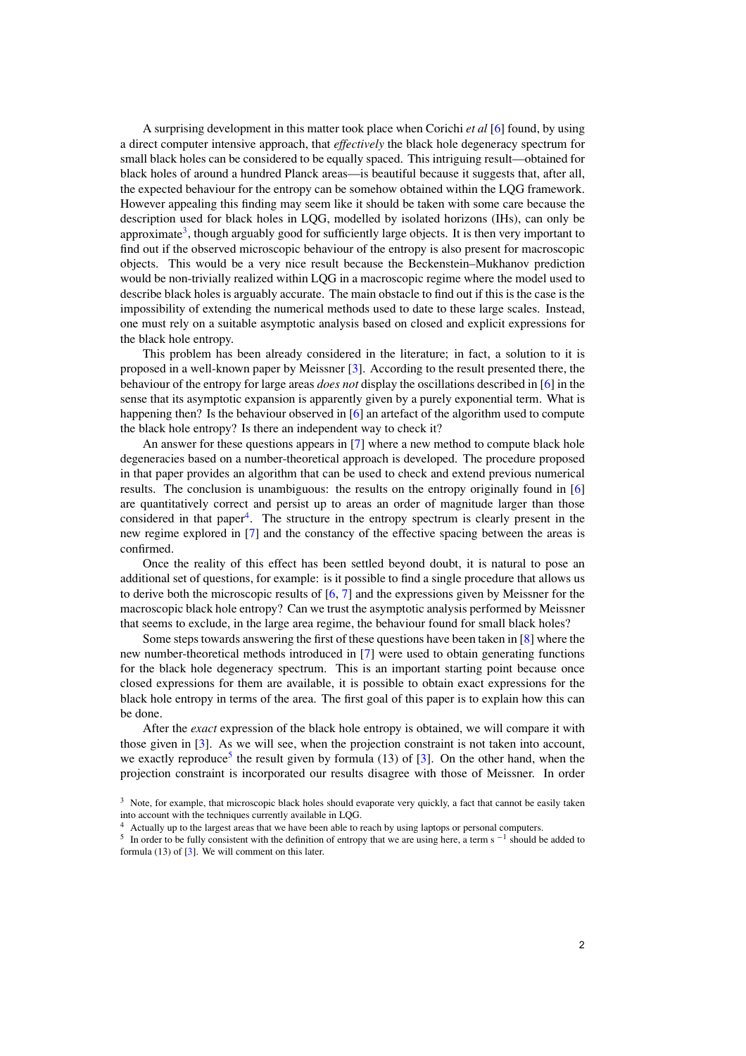A surprising development in this matter took place when Corichi *et al* [6] found, by using a direct computer intensive approach, that *effectively* the black hole degeneracy spectrum for small black holes can be considered to be equally spaced. This intriguing result—obtained for black holes of around a hundred Planck areas—is beautiful because it suggests that, after all, the expected behaviour for the entropy can be somehow obtained within the LQG framework. However appealing this finding may seem like it should be taken with some care because the description used for black holes in LQG, modelled by isolated horizons (IHs), can only be approximate[3], though arguably good for sufficiently large objects. It is then very important to find out if the observed microscopic behaviour of the entropy is also present for macroscopic objects. This would be a very nice result because the Beckenstein–Mukhanov prediction would be non-trivially realized within LQG in a macroscopic regime where the model used to describe black holes is arguably accurate. The main obstacle to find out if this is the case is the impossibility of extending the numerical methods used to date to these large scales. Instead, one must rely on a suitable asymptotic analysis based on closed and explicit expressions for the black hole entropy.

This problem has been already considered in the literature; in fact, a solution to it is proposed in a well-known paper by Meissner [3]. According to the result presented there, the behaviour of the entropy for large areas *does not* display the oscillations described in [6] in the sense that its asymptotic expansion is apparently given by a purely exponential term. What is happening then? Is the behaviour observed in [6] an artefact of the algorithm used to compute the black hole entropy? Is there an independent way to check it?

An answer for these questions appears in [7] where a new method to compute black hole degeneracies based on a number-theoretical approach is developed. The procedure proposed in that paper provides an algorithm that can be used to check and extend previous numerical results. The conclusion is unambiguous: the results on the entropy originally found in [6] are quantitatively correct and persist up to areas an order of magnitude larger than those considered in that paper[4]. The structure in the entropy spectrum is clearly present in the new regime explored in [7] and the constancy of the effective spacing between the areas is confirmed.

Once the reality of this effect has been settled beyond doubt, it is natural to pose an additional set of questions, for example: is it possible to find a single procedure that allows us to derive both the microscopic results of [6, 7] and the expressions given by Meissner for the macroscopic black hole entropy? Can we trust the asymptotic analysis performed by Meissner that seems to exclude, in the large area regime, the behaviour found for small black holes?

Some steps towards answering the first of these questions have been taken in [8] where the new number-theoretical methods introduced in [7] were used to obtain generating functions for the black hole degeneracy spectrum. This is an important starting point because once closed expressions for them are available, it is possible to obtain exact expressions for the black hole entropy in terms of the area. The first goal of this paper is to explain how this can be done.

After the *exact* expression of the black hole entropy is obtained, we will compare it with those given in [3]. As we will see, when the projection constraint is not taken into account, we exactly reproduce[5] the result given by formula (13) of [3]. On the other hand, when the projection constraint is incorporated our results disagree with those of Meissner. In order

[3] Note, for example, that microscopic black holes should evaporate very quickly, a fact that cannot be easily taken into account with the techniques currently available in LQG.

[4] Actually up to the largest areas that we have been able to reach by using laptops or personal computers.

[5] In order to be fully consistent with the definition of entropy that we are using here, a term $s^{-1}$ should be added to formula (13) of [3]. We will comment on this later.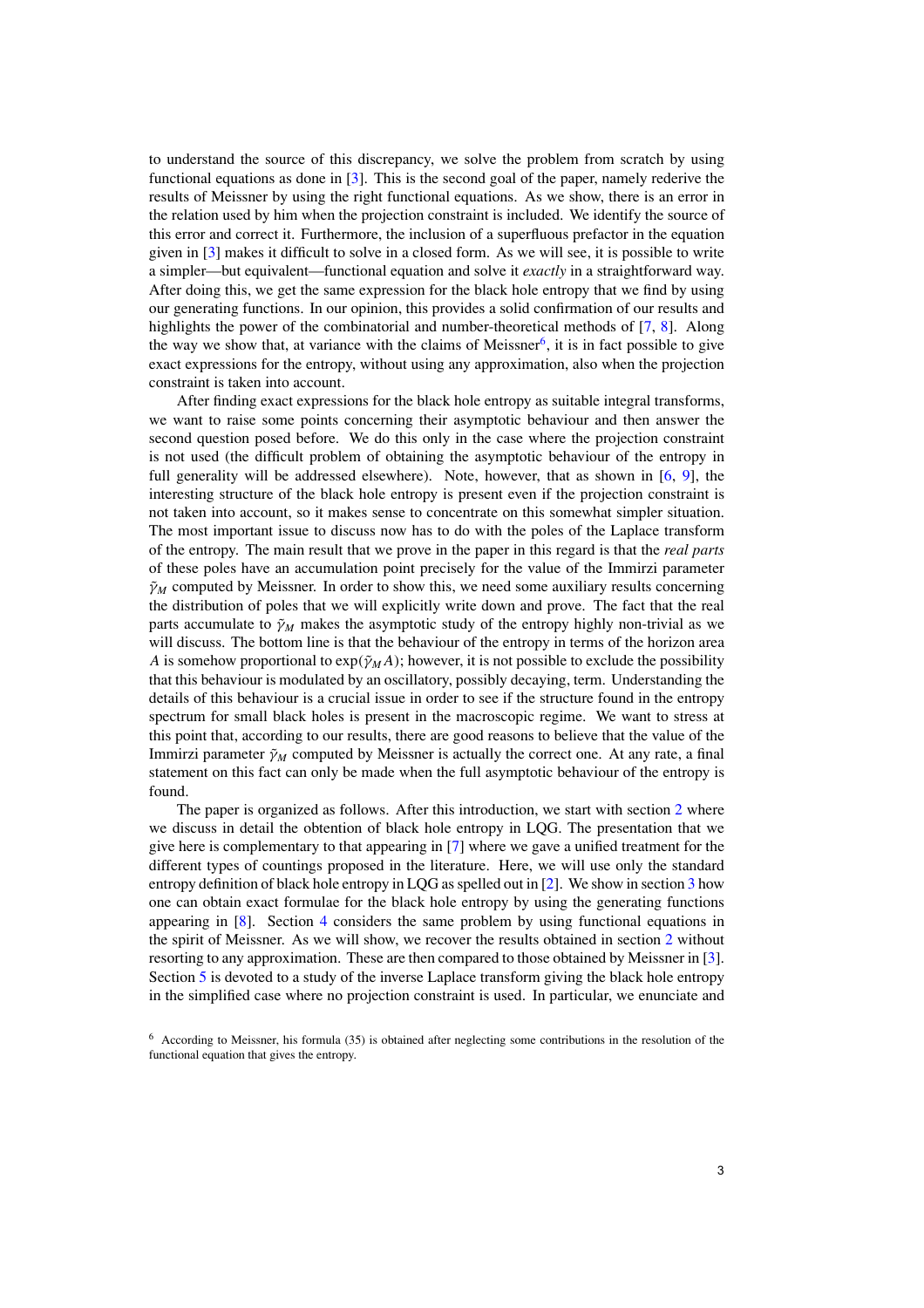to understand the source of this discrepancy, we solve the problem from scratch by using functional equations as done in [3]. This is the second goal of the paper, namely rederive the results of Meissner by using the right functional equations. As we show, there is an error in the relation used by him when the projection constraint is included. We identify the source of this error and correct it. Furthermore, the inclusion of a superfluous prefactor in the equation given in [3] makes it difficult to solve in a closed form. As we will see, it is possible to write a simpler—but equivalent—functional equation and solve it *exactly* in a straightforward way. After doing this, we get the same expression for the black hole entropy that we find by using our generating functions. In our opinion, this provides a solid confirmation of our results and highlights the power of the combinatorial and number-theoretical methods of [7, 8]. Along the way we show that, at variance with the claims of Meissner[6], it is in fact possible to give exact expressions for the entropy, without using any approximation, also when the projection constraint is taken into account.

After finding exact expressions for the black hole entropy as suitable integral transforms, we want to raise some points concerning their asymptotic behaviour and then answer the second question posed before. We do this only in the case where the projection constraint is not used (the difficult problem of obtaining the asymptotic behaviour of the entropy in full generality will be addressed elsewhere). Note, however, that as shown in [6, 9], the interesting structure of the black hole entropy is present even if the projection constraint is not taken into account, so it makes sense to concentrate on this somewhat simpler situation. The most important issue to discuss now has to do with the poles of the Laplace transform of the entropy. The main result that we prove in the paper in this regard is that the *real parts* of these poles have an accumulation point precisely for the value of the Immirzi parameter $\tilde{\gamma}_M$ computed by Meissner. In order to show this, we need some auxiliary results concerning the distribution of poles that we will explicitly write down and prove. The fact that the real parts accumulate to $\tilde{\gamma}_M$ makes the asymptotic study of the entropy highly non-trivial as we will discuss. The bottom line is that the behaviour of the entropy in terms of the horizon area $A$ is somehow proportional to $\exp(\tilde{\gamma}_M A)$; however, it is not possible to exclude the possibility that this behaviour is modulated by an oscillatory, possibly decaying, term. Understanding the details of this behaviour is a crucial issue in order to see if the structure found in the entropy spectrum for small black holes is present in the macroscopic regime. We want to stress at this point that, according to our results, there are good reasons to believe that the value of the Immirzi parameter $\tilde{\gamma}_M$ computed by Meissner is actually the correct one. At any rate, a final statement on this fact can only be made when the full asymptotic behaviour of the entropy is found.

The paper is organized as follows. After this introduction, we start with section 2 where we discuss in detail the obtention of black hole entropy in LQG. The presentation that we give here is complementary to that appearing in [7] where we gave a unified treatment for the different types of countings proposed in the literature. Here, we will use only the standard entropy definition of black hole entropy in LQG as spelled out in [2]. We show in section 3 how one can obtain exact formulae for the black hole entropy by using the generating functions appearing in [8]. Section 4 considers the same problem by using functional equations in the spirit of Meissner. As we will show, we recover the results obtained in section 2 without resorting to any approximation. These are then compared to those obtained by Meissner in [3]. Section 5 is devoted to a study of the inverse Laplace transform giving the black hole entropy in the simplified case where no projection constraint is used. In particular, we enunciate and

[6] According to Meissner, his formula (35) is obtained after neglecting some contributions in the resolution of the functional equation that gives the entropy.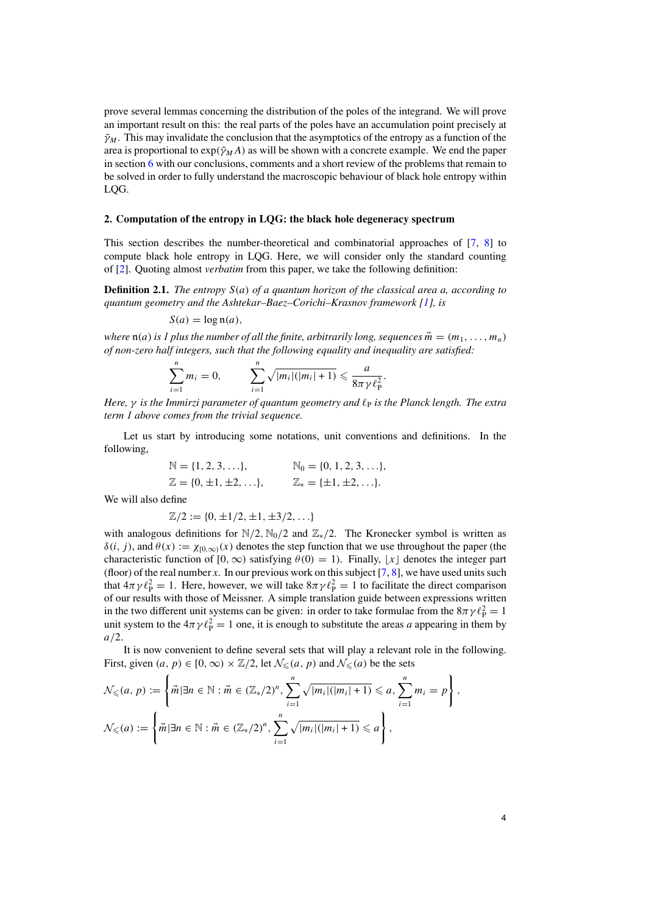prove several lemmas concerning the distribution of the poles of the integrand. We will prove an important result on this: the real parts of the poles have an accumulation point precisely at $\tilde{\gamma}_M$. This may invalidate the conclusion that the asymptotics of the entropy as a function of the area is proportional to $\exp(\tilde{\gamma}_M A)$ as will be shown with a concrete example. We end the paper in section 6 with our conclusions, comments and a short review of the problems that remain to be solved in order to fully understand the macroscopic behaviour of black hole entropy within LQG.

## 2. Computation of the entropy in LQG: the black hole degeneracy spectrum

This section describes the number-theoretical and combinatorial approaches of [7, 8] to compute black hole entropy in LQG. Here, we will consider only the standard counting of [2]. Quoting almost *verbatim* from this paper, we take the following definition:

**Definition 2.1.** *The entropy $S(a)$ of a quantum horizon of the classical area $a$, according to quantum geometry and the Ashtekar–Baez–Corichi–Krasnov framework [1], is*

$$S(a) = \log \mathfrak{n}(a),$$

*where $\mathfrak{n}(a)$ is 1 plus the number of all the finite, arbitrarily long, sequences $\vec{m} = (m_1, \ldots, m_n)$ of non-zero half integers, such that the following equality and inequality are satisfied:*

$$\sum_{i=1}^{n} m_i = 0, \qquad \sum_{i=1}^{n} \sqrt{|m_i|(|m_i|+1)} \leqslant \frac{a}{8\pi\gamma\ell_{\mathrm{P}}^2}.$$

*Here, $\gamma$ is the Immirzi parameter of quantum geometry and $\ell_{\mathrm{P}}$ is the Planck length. The extra term 1 above comes from the trivial sequence.*

Let us start by introducing some notations, unit conventions and definitions. In the following,

$$\mathbb{N} = \{1, 2, 3, \ldots\}, \qquad \mathbb{N}_0 = \{0, 1, 2, 3, \ldots\},$$
$$\mathbb{Z} = \{0, \pm 1, \pm 2, \ldots\}, \qquad \mathbb{Z}_* = \{\pm 1, \pm 2, \ldots\}.$$

We will also define

$$\mathbb{Z}/2 := \{0, \pm 1/2, \pm 1, \pm 3/2, \ldots\}$$

with analogous definitions for $\mathbb{N}/2$, $\mathbb{N}_0/2$ and $\mathbb{Z}_*/2$. The Kronecker symbol is written as $\delta(i, j)$, and $\theta(x) := \chi_{[0,\infty)}(x)$ denotes the step function that we use throughout the paper (the characteristic function of $[0, \infty)$ satisfying $\theta(0) = 1$). Finally, $\lfloor x \rfloor$ denotes the integer part (floor) of the real number $x$. In our previous work on this subject [7, 8], we have used units such that $4\pi\gamma\ell_{\mathrm{P}}^2 = 1$. Here, however, we will take $8\pi\gamma\ell_{\mathrm{P}}^2 = 1$ to facilitate the direct comparison of our results with those of Meissner. A simple translation guide between expressions written in the two different unit systems can be given: in order to take formulae from the $8\pi\gamma\ell_{\mathrm{P}}^2 = 1$ unit system to the $4\pi\gamma\ell_{\mathrm{P}}^2 = 1$ one, it is enough to substitute the areas $a$ appearing in them by $a/2$.

It is now convenient to define several sets that will play a relevant role in the following. First, given $(a, p) \in [0, \infty) \times \mathbb{Z}/2$, let $\mathcal{N}_{\leqslant}(a, p)$ and $\mathcal{N}_{\leqslant}(a)$ be the sets

$$\mathcal{N}_{\leqslant}(a, p) := \left\{ \vec{m} \,|\, \exists n \in \mathbb{N} : \vec{m} \in (\mathbb{Z}_*/2)^n, \sum_{i=1}^{n} \sqrt{|m_i|(|m_i|+1)} \leqslant a, \sum_{i=1}^{n} m_i = p \right\},$$

$$\mathcal{N}_{\leqslant}(a) := \left\{ \vec{m} \,|\, \exists n \in \mathbb{N} : \vec{m} \in (\mathbb{Z}_*/2)^n, \sum_{i=1}^{n} \sqrt{|m_i|(|m_i|+1)} \leqslant a \right\},$$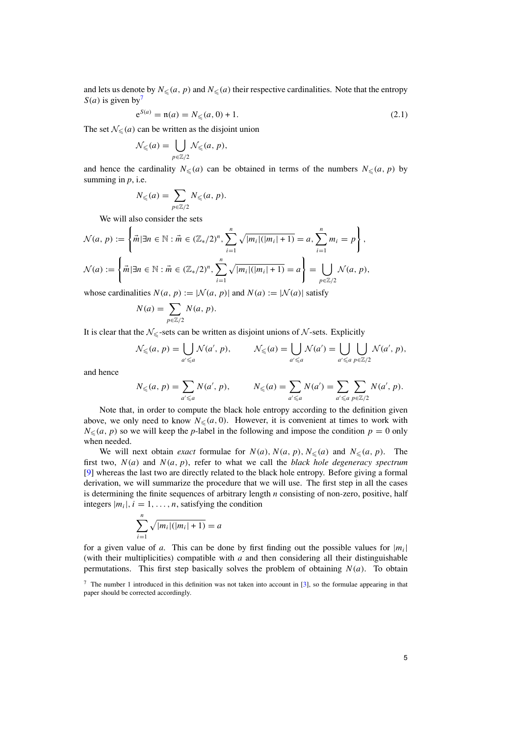and lets us denote by $N_{\leqslant}(a, p)$ and $N_{\leqslant}(a)$ their respective cardinalities. Note that the entropy $S(a)$ is given by[7]

$$e^{S(a)} = \mathfrak{n}(a) = N_{\leqslant}(a, 0) + 1. \tag{2.1}$$

The set $\mathcal{N}_{\leqslant}(a)$ can be written as the disjoint union

$$\mathcal{N}_{\leqslant}(a) = \bigcup_{p \in \mathbb{Z}/2} \mathcal{N}_{\leqslant}(a, p),$$

and hence the cardinality $N_{\leqslant}(a)$ can be obtained in terms of the numbers $N_{\leqslant}(a, p)$ by summing in $p$, i.e.

$$N_{\leqslant}(a) = \sum_{p \in \mathbb{Z}/2} N_{\leqslant}(a, p).$$

We will also consider the sets

$$\mathcal{N}(a, p) := \left\{ \vec{m} | \exists n \in \mathbb{N} : \vec{m} \in (\mathbb{Z}_*/2)^n, \sum_{i=1}^{n} \sqrt{|m_i|(|m_i|+1)} = a, \sum_{i=1}^{n} m_i = p \right\},$$

$$\mathcal{N}(a) := \left\{ \vec{m} | \exists n \in \mathbb{N} : \vec{m} \in (\mathbb{Z}_*/2)^n, \sum_{i=1}^{n} \sqrt{|m_i|(|m_i|+1)} = a \right\} = \bigcup_{p \in \mathbb{Z}/2} \mathcal{N}(a, p),$$

whose cardinalities $N(a, p) := |\mathcal{N}(a, p)|$ and $N(a) := |\mathcal{N}(a)|$ satisfy

$$N(a) = \sum_{p \in \mathbb{Z}/2} N(a, p).$$

It is clear that the $\mathcal{N}_{\leqslant}$-sets can be written as disjoint unions of $\mathcal{N}$-sets. Explicitly

$$\mathcal{N}_{\leqslant}(a, p) = \bigcup_{a' \leqslant a} \mathcal{N}(a', p), \qquad \mathcal{N}_{\leqslant}(a) = \bigcup_{a' \leqslant a} \mathcal{N}(a') = \bigcup_{a' \leqslant a} \bigcup_{p \in \mathbb{Z}/2} \mathcal{N}(a', p),$$

and hence

$$N_{\leqslant}(a, p) = \sum_{a' \leqslant a} N(a', p), \qquad N_{\leqslant}(a) = \sum_{a' \leqslant a} N(a') = \sum_{a' \leqslant a} \sum_{p \in \mathbb{Z}/2} N(a', p).$$

Note that, in order to compute the black hole entropy according to the definition given above, we only need to know $N_{\leqslant}(a, 0)$. However, it is convenient at times to work with $N_{\leqslant}(a, p)$ so we will keep the $p$-label in the following and impose the condition $p = 0$ only when needed.

We will next obtain *exact* formulae for $N(a)$, $N(a, p)$, $N_{\leqslant}(a)$ and $N_{\leqslant}(a, p)$. The first two, $N(a)$ and $N(a, p)$, refer to what we call the *black hole degeneracy spectrum* [9] whereas the last two are directly related to the black hole entropy. Before giving a formal derivation, we will summarize the procedure that we will use. The first step in all the cases is determining the finite sequences of arbitrary length $n$ consisting of non-zero, positive, half integers $|m_i|$, $i = 1, \ldots, n$, satisfying the condition

$$\sum_{i=1}^{n} \sqrt{|m_i|(|m_i|+1)} = a$$

for a given value of $a$. This can be done by first finding out the possible values for $|m_i|$ (with their multiplicities) compatible with $a$ and then considering all their distinguishable permutations. This first step basically solves the problem of obtaining $N(a)$. To obtain

[7] The number 1 introduced in this definition was not taken into account in [3], so the formulae appearing in that paper should be corrected accordingly.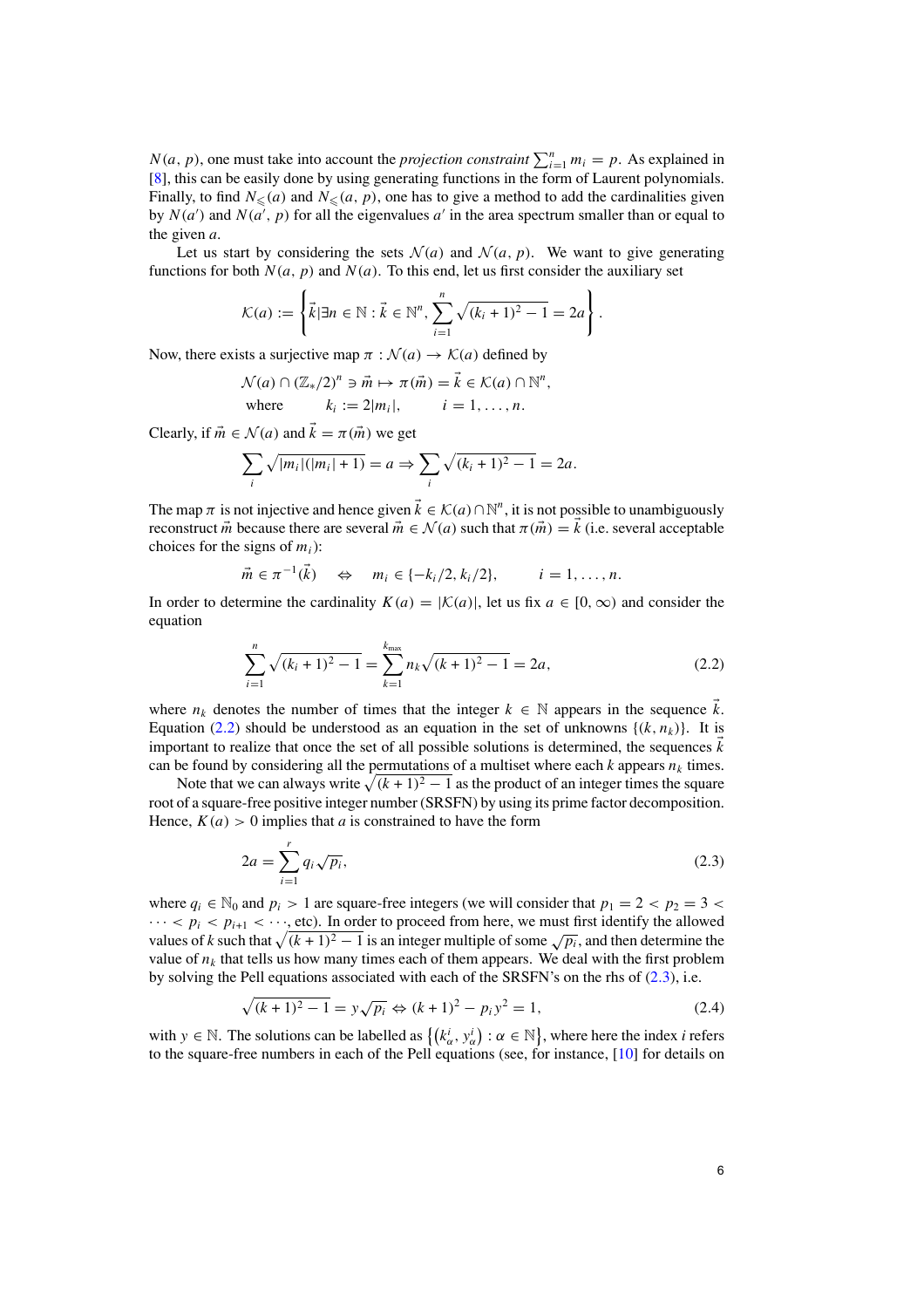$N(a, p)$, one must take into account the *projection constraint* $\sum_{i=1}^{n} m_i = p$. As explained in [8], this can be easily done by using generating functions in the form of Laurent polynomials. Finally, to find $N_{\leqslant}(a)$ and $N_{\leqslant}(a, p)$, one has to give a method to add the cardinalities given by $N(a')$ and $N(a', p)$ for all the eigenvalues $a'$ in the area spectrum smaller than or equal to the given $a$.

Let us start by considering the sets $\mathcal{N}(a)$ and $\mathcal{N}(a, p)$. We want to give generating functions for both $N(a, p)$ and $N(a)$. To this end, let us first consider the auxiliary set

$$\mathcal{K}(a) := \left\{ \vec{k} | \exists n \in \mathbb{N} : \vec{k} \in \mathbb{N}^n, \sum_{i=1}^{n} \sqrt{(k_i + 1)^2 - 1} = 2a \right\}.$$

Now, there exists a surjective map $\pi : \mathcal{N}(a) \to \mathcal{K}(a)$ defined by

$$\begin{aligned} &\mathcal{N}(a) \cap (\mathbb{Z}_*/2)^n \ni \vec{m} \mapsto \pi(\vec{m}) = \vec{k} \in \mathcal{K}(a) \cap \mathbb{N}^n, \\ &\text{where} \qquad k_i := 2|m_i|, \qquad i = 1, \dots, n. \end{aligned}$$

Clearly, if $\vec{m} \in \mathcal{N}(a)$ and $\vec{k} = \pi(\vec{m})$ we get

$$\sum_i \sqrt{|m_i|(|m_i| + 1)} = a \Rightarrow \sum_i \sqrt{(k_i + 1)^2 - 1} = 2a.$$

The map $\pi$ is not injective and hence given $\vec{k} \in \mathcal{K}(a) \cap \mathbb{N}^n$, it is not possible to unambiguously reconstruct $\vec{m}$ because there are several $\vec{m} \in \mathcal{N}(a)$ such that $\pi(\vec{m}) = \vec{k}$ (i.e. several acceptable choices for the signs of $m_i$):

$$\vec{m} \in \pi^{-1}(\vec{k}) \quad \Leftrightarrow \quad m_i \in \{-k_i/2, k_i/2\}, \qquad i = 1, \dots, n.$$

In order to determine the cardinality $K(a) = |\mathcal{K}(a)|$, let us fix $a \in [0, \infty)$ and consider the equation

$$\sum_{i=1}^{n} \sqrt{(k_i + 1)^2 - 1} = \sum_{k=1}^{k_{\max}} n_k \sqrt{(k + 1)^2 - 1} = 2a, \tag{2.2}$$

where $n_k$ denotes the number of times that the integer $k \in \mathbb{N}$ appears in the sequence $\vec{k}$. Equation (2.2) should be understood as an equation in the set of unknowns $\{(k, n_k)\}$. It is important to realize that once the set of all possible solutions is determined, the sequences $\vec{k}$ can be found by considering all the permutations of a multiset where each $k$ appears $n_k$ times.

Note that we can always write $\sqrt{(k + 1)^2 - 1}$ as the product of an integer times the square root of a square-free positive integer number (SRSFN) by using its prime factor decomposition. Hence, $K(a) > 0$ implies that $a$ is constrained to have the form

$$2a = \sum_{i=1}^{r} q_i \sqrt{p_i}, \tag{2.3}$$

where $q_i \in \mathbb{N}_0$ and $p_i > 1$ are square-free integers (we will consider that $p_1 = 2 < p_2 = 3 < \cdots < p_i < p_{i+1} < \cdots$, etc). In order to proceed from here, we must first identify the allowed values of $k$ such that $\sqrt{(k + 1)^2 - 1}$ is an integer multiple of some $\sqrt{p_i}$, and then determine the value of $n_k$ that tells us how many times each of them appears. We deal with the first problem by solving the Pell equations associated with each of the SRSFN's on the rhs of (2.3), i.e.

$$\sqrt{(k + 1)^2 - 1} = y\sqrt{p_i} \Leftrightarrow (k + 1)^2 - p_i y^2 = 1, \tag{2.4}$$

with $y \in \mathbb{N}$. The solutions can be labelled as $\left\{ \left(k_\alpha^i, y_\alpha^i\right) : \alpha \in \mathbb{N} \right\}$, where here the index $i$ refers to the square-free numbers in each of the Pell equations (see, for instance, [10] for details on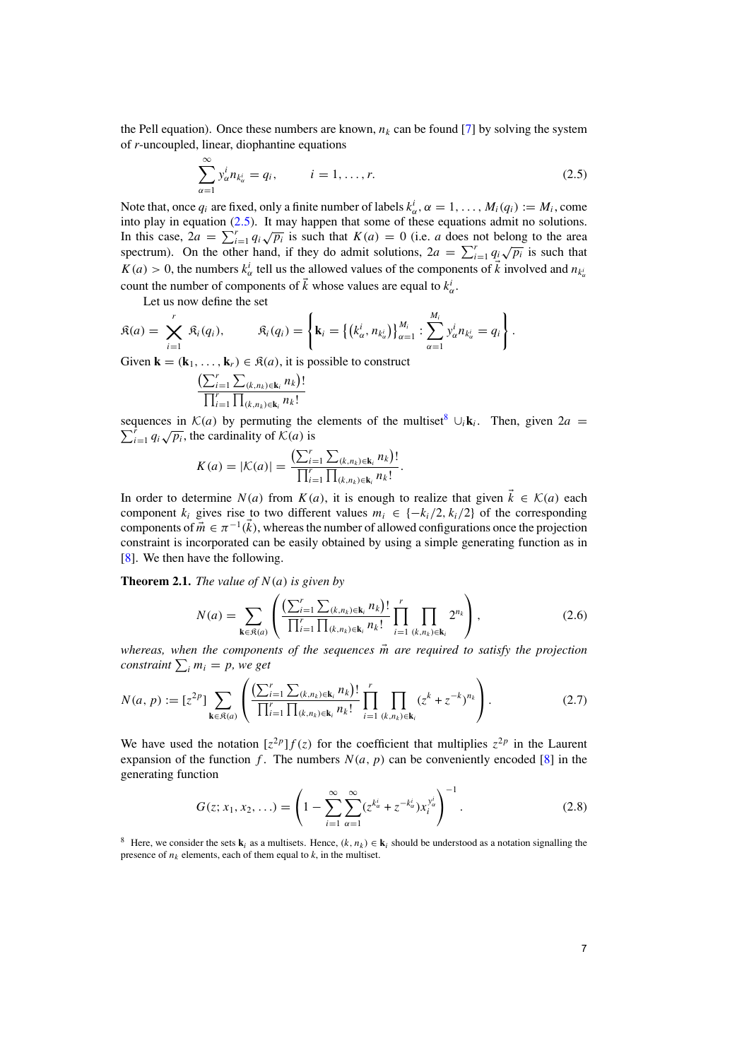the Pell equation). Once these numbers are known, $n_k$ can be found [7] by solving the system of $r$-uncoupled, linear, diophantine equations

$$\sum_{\alpha=1}^{\infty} y_\alpha^i n_{k_\alpha^i} = q_i, \qquad i = 1, \ldots, r. \tag{2.5}$$

Note that, once $q_i$ are fixed, only a finite number of labels $k_\alpha^i$, $\alpha = 1, \ldots, M_i(q_i) := M_i$, come into play in equation (2.5). It may happen that some of these equations admit no solutions. In this case, $2a = \sum_{i=1}^r q_i\sqrt{p_i}$ is such that $K(a) = 0$ (i.e. $a$ does not belong to the area spectrum). On the other hand, if they do admit solutions, $2a = \sum_{i=1}^r q_i\sqrt{p_i}$ is such that $K(a) > 0$, the numbers $k_\alpha^i$ tell us the allowed values of the components of $\vec{k}$ involved and $n_{k_\alpha^i}$ count the number of components of $\vec{k}$ whose values are equal to $k_\alpha^i$.

Let us now define the set

$$\mathfrak{K}(a) = \bigtimes_{i=1}^{r} \mathfrak{K}_i(q_i), \qquad \mathfrak{K}_i(q_i) = \left\{ \mathbf{k}_i = \left\{ \left(k_\alpha^i, n_{k_\alpha^i}\right) \right\}_{\alpha=1}^{M_i} : \sum_{\alpha=1}^{M_i} y_\alpha^i n_{k_\alpha^i} = q_i \right\}.$$

Given $\mathbf{k} = (\mathbf{k}_1, \ldots, \mathbf{k}_r) \in \mathfrak{K}(a)$, it is possible to construct

$$\frac{\left(\sum_{i=1}^r \sum_{(k,n_k)\in\mathbf{k}_i} n_k\right)!}{\prod_{i=1}^r \prod_{(k,n_k)\in\mathbf{k}_i} n_k!}$$

sequences in $\mathcal{K}(a)$ by permuting the elements of the multiset[8] $\cup_i \mathbf{k}_i$. Then, given $2a = \sum_{i=1}^r q_i\sqrt{p_i}$, the cardinality of $\mathcal{K}(a)$ is

$$K(a) = |\mathcal{K}(a)| = \frac{\left(\sum_{i=1}^r \sum_{(k,n_k)\in\mathbf{k}_i} n_k\right)!}{\prod_{i=1}^r \prod_{(k,n_k)\in\mathbf{k}_i} n_k!}.$$

In order to determine $N(a)$ from $K(a)$, it is enough to realize that given $\vec{k} \in \mathcal{K}(a)$ each component $k_i$ gives rise to two different values $m_i \in \{-k_i/2, k_i/2\}$ of the corresponding components of $\vec{m} \in \pi^{-1}(\vec{k})$, whereas the number of allowed configurations once the projection constraint is incorporated can be easily obtained by using a simple generating function as in [8]. We then have the following.

**Theorem 2.1.** *The value of $N(a)$ is given by*

$$N(a) = \sum_{\mathbf{k}\in\mathfrak{K}(a)} \left( \frac{\left(\sum_{i=1}^r \sum_{(k,n_k)\in\mathbf{k}_i} n_k\right)!}{\prod_{i=1}^r \prod_{(k,n_k)\in\mathbf{k}_i} n_k!} \prod_{i=1}^{r} \prod_{(k,n_k)\in\mathbf{k}_i} 2^{n_k} \right), \tag{2.6}$$

*whereas, when the components of the sequences $\vec{m}$ are required to satisfy the projection constraint $\sum_i m_i = p$, we get*

$$N(a,p) := [z^{2p}] \sum_{\mathbf{k}\in\mathfrak{K}(a)} \left( \frac{\left(\sum_{i=1}^r \sum_{(k,n_k)\in\mathbf{k}_i} n_k\right)!}{\prod_{i=1}^r \prod_{(k,n_k)\in\mathbf{k}_i} n_k!} \prod_{i=1}^{r} \prod_{(k,n_k)\in\mathbf{k}_i} (z^k + z^{-k})^{n_k} \right). \tag{2.7}$$

We have used the notation $[z^{2p}]f(z)$ for the coefficient that multiplies $z^{2p}$ in the Laurent expansion of the function $f$. The numbers $N(a,p)$ can be conveniently encoded [8] in the generating function

$$G(z; x_1, x_2, \ldots) = \left( 1 - \sum_{i=1}^{\infty} \sum_{\alpha=1}^{\infty} (z^{k_\alpha^i} + z^{-k_\alpha^i}) x_i^{y_\alpha^i} \right)^{-1}. \tag{2.8}$$

[8] Here, we consider the sets $\mathbf{k}_i$ as a multisets. Hence, $(k, n_k) \in \mathbf{k}_i$ should be understood as a notation signalling the presence of $n_k$ elements, each of them equal to $k$, in the multiset.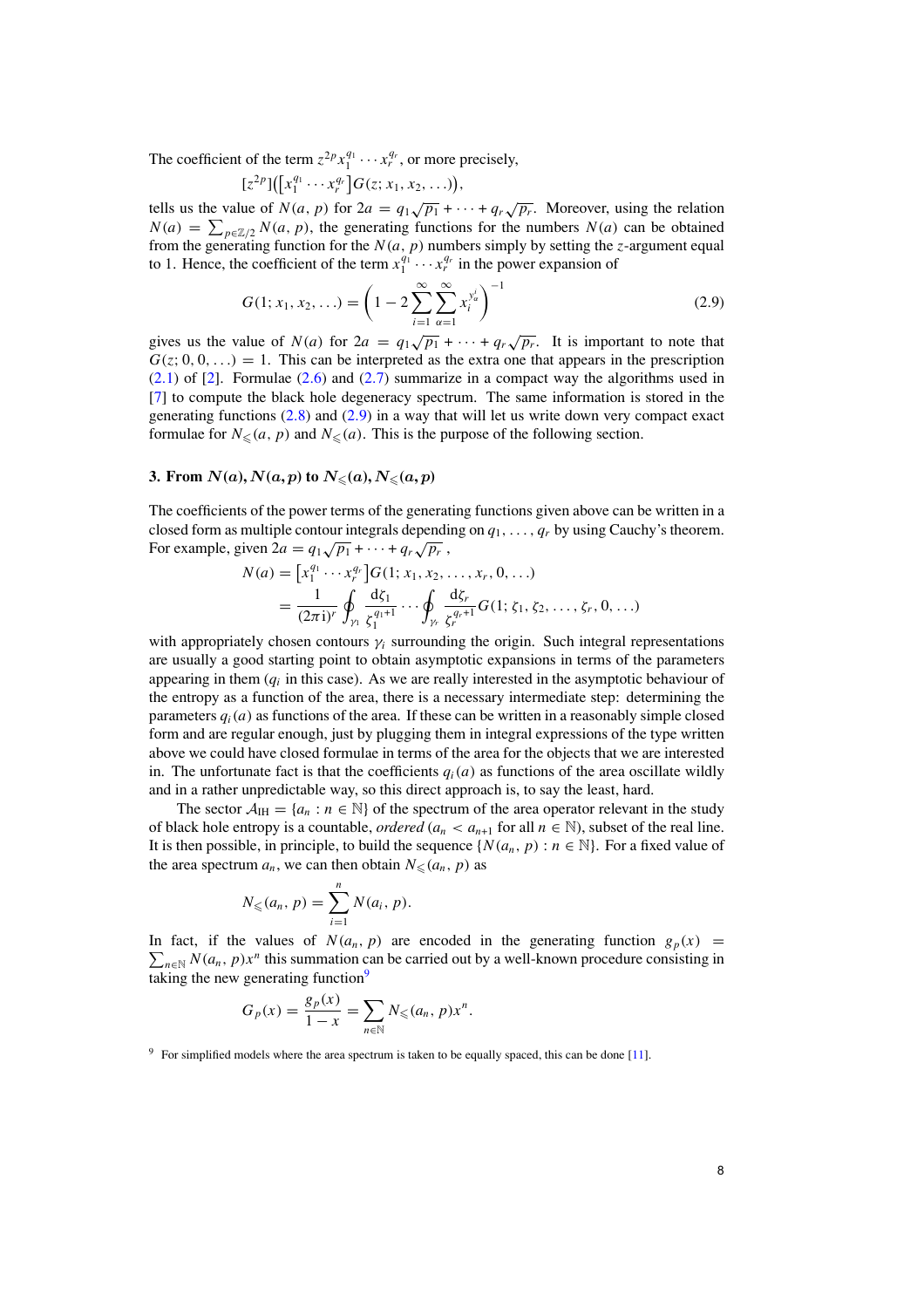The coefficient of the term $z^{2p}x_1^{q_1}\cdots x_r^{q_r}$, or more precisely,

$$[z^{2p}]\big([x_1^{q_1}\cdots x_r^{q_r}]G(z;x_1,x_2,\ldots)\big),$$

tells us the value of $N(a,p)$ for $2a = q_1\sqrt{p_1}+\cdots+q_r\sqrt{p_r}$. Moreover, using the relation $N(a)=\sum_{p\in\mathbb{Z}/2}N(a,p)$, the generating functions for the numbers $N(a)$ can be obtained from the generating function for the $N(a,p)$ numbers simply by setting the $z$-argument equal to 1. Hence, the coefficient of the term $x_1^{q_1}\cdots x_r^{q_r}$ in the power expansion of

$$G(1;x_1,x_2,\ldots)=\left(1-2\sum_{i=1}^{\infty}\sum_{\alpha=1}^{\infty}x_i^{y_\alpha^i}\right)^{-1} \tag{2.9}$$

gives us the value of $N(a)$ for $2a = q_1\sqrt{p_1}+\cdots+q_r\sqrt{p_r}$. It is important to note that $G(z;0,0,\ldots)=1$. This can be interpreted as the extra one that appears in the prescription (2.1) of [2]. Formulae (2.6) and (2.7) summarize in a compact way the algorithms used in [7] to compute the black hole degeneracy spectrum. The same information is stored in the generating functions (2.8) and (2.9) in a way that will let us write down very compact exact formulae for $N_\leqslant(a,p)$ and $N_\leqslant(a)$. This is the purpose of the following section.

## 3. From $N(a), N(a,p)$ to $N_\leqslant(a), N_\leqslant(a,p)$

The coefficients of the power terms of the generating functions given above can be written in a closed form as multiple contour integrals depending on $q_1,\ldots,q_r$ by using Cauchy's theorem. For example, given $2a = q_1\sqrt{p_1}+\cdots+q_r\sqrt{p_r}$ ,

$$\begin{aligned}N(a)&=\left[x_1^{q_1}\cdots x_r^{q_r}\right]G(1;x_1,x_2,\ldots,x_r,0,\ldots)\\&=\frac{1}{(2\pi\mathrm{i})^r}\oint_{\gamma_1}\frac{\mathrm{d}\zeta_1}{\zeta_1^{q_1+1}}\cdots\oint_{\gamma_r}\frac{\mathrm{d}\zeta_r}{\zeta_r^{q_r+1}}G(1;\zeta_1,\zeta_2,\ldots,\zeta_r,0,\ldots)\end{aligned}$$

with appropriately chosen contours $\gamma_i$ surrounding the origin. Such integral representations are usually a good starting point to obtain asymptotic expansions in terms of the parameters appearing in them ($q_i$ in this case). As we are really interested in the asymptotic behaviour of the entropy as a function of the area, there is a necessary intermediate step: determining the parameters $q_i(a)$ as functions of the area. If these can be written in a reasonably simple closed form and are regular enough, just by plugging them in integral expressions of the type written above we could have closed formulae in terms of the area for the objects that we are interested in. The unfortunate fact is that the coefficients $q_i(a)$ as functions of the area oscillate wildly and in a rather unpredictable way, so this direct approach is, to say the least, hard.

The sector $\mathcal{A}_{\mathrm{IH}}=\{a_n : n\in\mathbb{N}\}$ of the spectrum of the area operator relevant in the study of black hole entropy is a countable, *ordered* ($a_n<a_{n+1}$ for all $n\in\mathbb{N}$), subset of the real line. It is then possible, in principle, to build the sequence $\{N(a_n,p):n\in\mathbb{N}\}$. For a fixed value of the area spectrum $a_n$, we can then obtain $N_\leqslant(a_n,p)$ as

$$N_\leqslant(a_n,p)=\sum_{i=1}^{n}N(a_i,p).$$

In fact, if the values of $N(a_n,p)$ are encoded in the generating function $g_p(x)=\sum_{n\in\mathbb{N}}N(a_n,p)x^n$ this summation can be carried out by a well-known procedure consisting in taking the new generating function[9]

$$G_p(x)=\frac{g_p(x)}{1-x}=\sum_{n\in\mathbb{N}}N_\leqslant(a_n,p)x^n.$$

[9] For simplified models where the area spectrum is taken to be equally spaced, this can be done [11].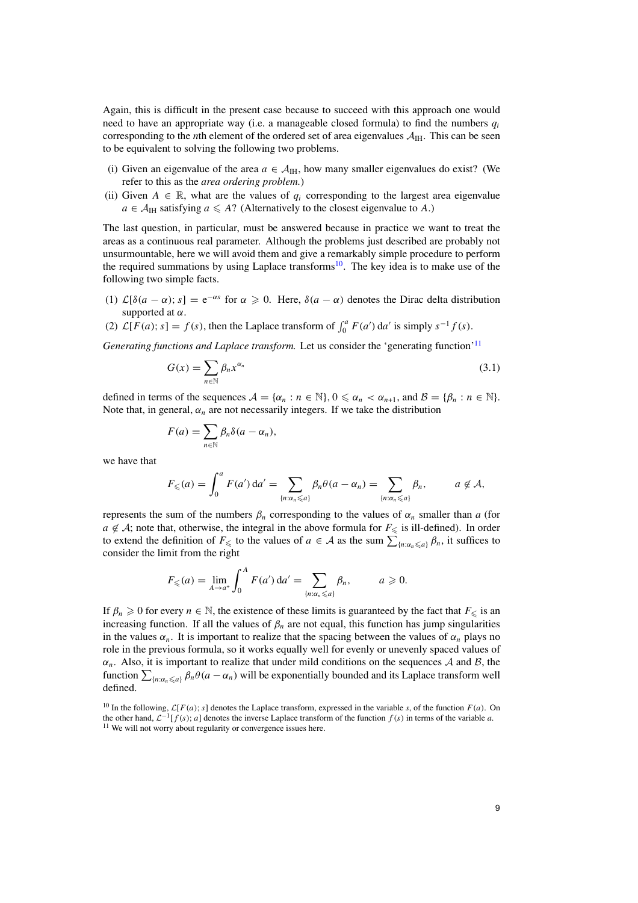Again, this is difficult in the present case because to succeed with this approach one would need to have an appropriate way (i.e. a manageable closed formula) to find the numbers $q_i$ corresponding to the $n$th element of the ordered set of area eigenvalues $\mathcal{A}_{\mathrm{IH}}$. This can be seen to be equivalent to solving the following two problems.

- (i) Given an eigenvalue of the area $a \in \mathcal{A}_{\mathrm{IH}}$, how many smaller eigenvalues do exist? (We refer to this as the *area ordering problem.*)
- (ii) Given $A \in \mathbb{R}$, what are the values of $q_i$ corresponding to the largest area eigenvalue $a \in \mathcal{A}_{\mathrm{IH}}$ satisfying $a \leqslant A$? (Alternatively to the closest eigenvalue to $A$.)

The last question, in particular, must be answered because in practice we want to treat the areas as a continuous real parameter. Although the problems just described are probably not unsurmountable, here we will avoid them and give a remarkably simple procedure to perform the required summations by using Laplace transforms[10]. The key idea is to make use of the following two simple facts.

- (1) $\mathcal{L}[\delta(a-\alpha); s] = \mathrm{e}^{-\alpha s}$ for $\alpha \geqslant 0$. Here, $\delta(a-\alpha)$ denotes the Dirac delta distribution supported at $\alpha$.
- (2) $\mathcal{L}[F(a); s] = f(s)$, then the Laplace transform of $\int_0^a F(a')\,\mathrm{d}a'$ is simply $s^{-1} f(s)$.

*Generating functions and Laplace transform.* Let us consider the 'generating function'[11]

$$G(x) = \sum_{n\in\mathbb{N}} \beta_n x^{\alpha_n} \tag{3.1}$$

defined in terms of the sequences $\mathcal{A} = \{\alpha_n : n \in \mathbb{N}\}, 0 \leqslant \alpha_n < \alpha_{n+1}$, and $\mathcal{B} = \{\beta_n : n \in \mathbb{N}\}$. Note that, in general, $\alpha_n$ are not necessarily integers. If we take the distribution

$$F(a) = \sum_{n\in\mathbb{N}} \beta_n \delta(a - \alpha_n),$$

we have that

$$F_{\leqslant}(a) = \int_0^a F(a')\,\mathrm{d}a' = \sum_{\{n:\alpha_n \leqslant a\}} \beta_n \theta(a - \alpha_n) = \sum_{\{n:\alpha_n \leqslant a\}} \beta_n, \qquad a \notin \mathcal{A},$$

represents the sum of the numbers $\beta_n$ corresponding to the values of $\alpha_n$ smaller than $a$ (for $a \notin \mathcal{A}$; note that, otherwise, the integral in the above formula for $F_{\leqslant}$ is ill-defined). In order to extend the definition of $F_{\leqslant}$ to the values of $a \in \mathcal{A}$ as the sum $\sum_{\{n:\alpha_n \leqslant a\}} \beta_n$, it suffices to consider the limit from the right

$$F_{\leqslant}(a) = \lim_{A\to a^+} \int_0^A F(a')\,\mathrm{d}a' = \sum_{\{n:\alpha_n \leqslant a\}} \beta_n, \qquad a \geqslant 0.$$

If $\beta_n \geqslant 0$ for every $n \in \mathbb{N}$, the existence of these limits is guaranteed by the fact that $F_{\leqslant}$ is an increasing function. If all the values of $\beta_n$ are not equal, this function has jump singularities in the values $\alpha_n$. It is important to realize that the spacing between the values of $\alpha_n$ plays no role in the previous formula, so it works equally well for evenly or unevenly spaced values of $\alpha_n$. Also, it is important to realize that under mild conditions on the sequences $\mathcal{A}$ and $\mathcal{B}$, the function $\sum_{\{n:\alpha_n \leqslant a\}} \beta_n \theta(a - \alpha_n)$ will be exponentially bounded and its Laplace transform well defined.

[10] In the following, $\mathcal{L}[F(a); s]$ denotes the Laplace transform, expressed in the variable $s$, of the function $F(a)$. On the other hand, $\mathcal{L}^{-1}[f(s); a]$ denotes the inverse Laplace transform of the function $f(s)$ in terms of the variable $a$.

[11] We will not worry about regularity or convergence issues here.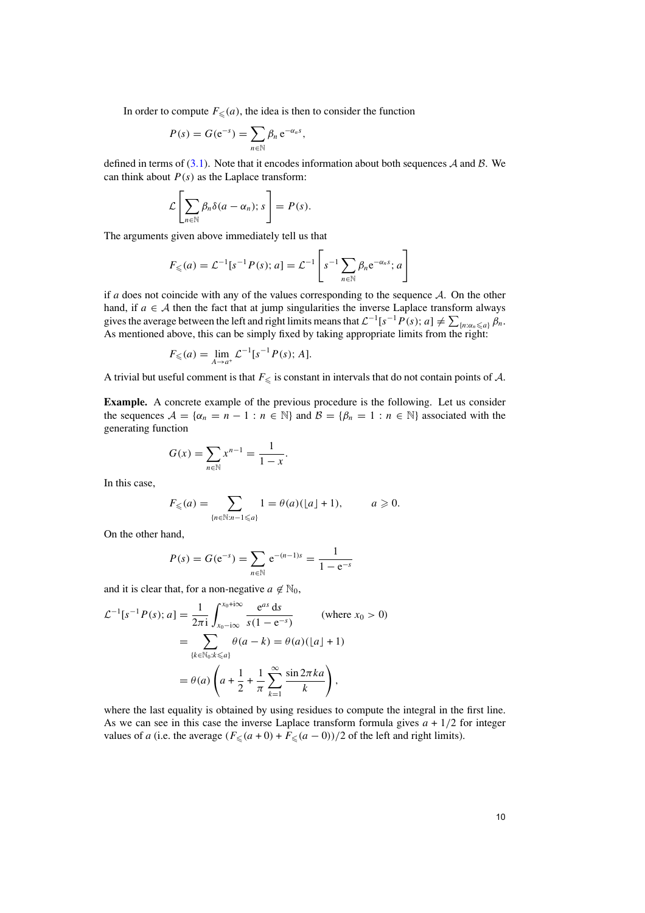In order to compute $F_{\leqslant}(a)$, the idea is then to consider the function

$$P(s) = G(\mathrm{e}^{-s}) = \sum_{n\in\mathbb{N}} \beta_n \,\mathrm{e}^{-\alpha_n s},$$

defined in terms of (3.1). Note that it encodes information about both sequences $\mathcal{A}$ and $\mathcal{B}$. We can think about $P(s)$ as the Laplace transform:

$$\mathcal{L}\left[\sum_{n\in\mathbb{N}} \beta_n \delta(a-\alpha_n); s\right] = P(s).$$

The arguments given above immediately tell us that

$$F_{\leqslant}(a) = \mathcal{L}^{-1}[s^{-1}P(s); a] = \mathcal{L}^{-1}\left[s^{-1}\sum_{n\in\mathbb{N}} \beta_n \mathrm{e}^{-\alpha_n s}; a\right]$$

if $a$ does not coincide with any of the values corresponding to the sequence $\mathcal{A}$. On the other hand, if $a \in \mathcal{A}$ then the fact that at jump singularities the inverse Laplace transform always gives the average between the left and right limits means that $\mathcal{L}^{-1}[s^{-1}P(s); a] \neq \sum_{\{n:\alpha_n\leqslant a\}} \beta_n$. As mentioned above, this can be simply fixed by taking appropriate limits from the right:

$$F_{\leqslant}(a) = \lim_{A\to a^+} \mathcal{L}^{-1}[s^{-1}P(s); A].$$

A trivial but useful comment is that $F_{\leqslant}$ is constant in intervals that do not contain points of $\mathcal{A}$.

**Example.** A concrete example of the previous procedure is the following. Let us consider the sequences $\mathcal{A} = \{\alpha_n = n-1 : n \in \mathbb{N}\}$ and $\mathcal{B} = \{\beta_n = 1 : n \in \mathbb{N}\}$ associated with the generating function

$$G(x) = \sum_{n\in\mathbb{N}} x^{n-1} = \frac{1}{1-x}.$$

In this case,

$$F_{\leqslant}(a) = \sum_{\{n\in\mathbb{N}:n-1\leqslant a\}} 1 = \theta(a)(\lfloor a\rfloor + 1), \qquad a \geqslant 0.$$

On the other hand,

$$P(s) = G(\mathrm{e}^{-s}) = \sum_{n\in\mathbb{N}} \mathrm{e}^{-(n-1)s} = \frac{1}{1-\mathrm{e}^{-s}}$$

and it is clear that, for a non-negative $a \notin \mathbb{N}_0$,

$$\begin{aligned}
\mathcal{L}^{-1}[s^{-1}P(s); a] &= \frac{1}{2\pi\mathrm{i}} \int_{x_0-\mathrm{i}\infty}^{x_0+\mathrm{i}\infty} \frac{\mathrm{e}^{as}\,\mathrm{d}s}{s(1-\mathrm{e}^{-s})} \qquad \text{(where } x_0 > 0\text{)} \\
&= \sum_{\{k\in\mathbb{N}_0:k\leqslant a\}} \theta(a-k) = \theta(a)(\lfloor a\rfloor + 1) \\
&= \theta(a)\left(a + \frac{1}{2} + \frac{1}{\pi}\sum_{k=1}^{\infty} \frac{\sin 2\pi k a}{k}\right),
\end{aligned}$$

where the last equality is obtained by using residues to compute the integral in the first line. As we can see in this case the inverse Laplace transform formula gives $a + 1/2$ for integer values of $a$ (i.e. the average $(F_{\leqslant}(a+0) + F_{\leqslant}(a-0))/2$ of the left and right limits).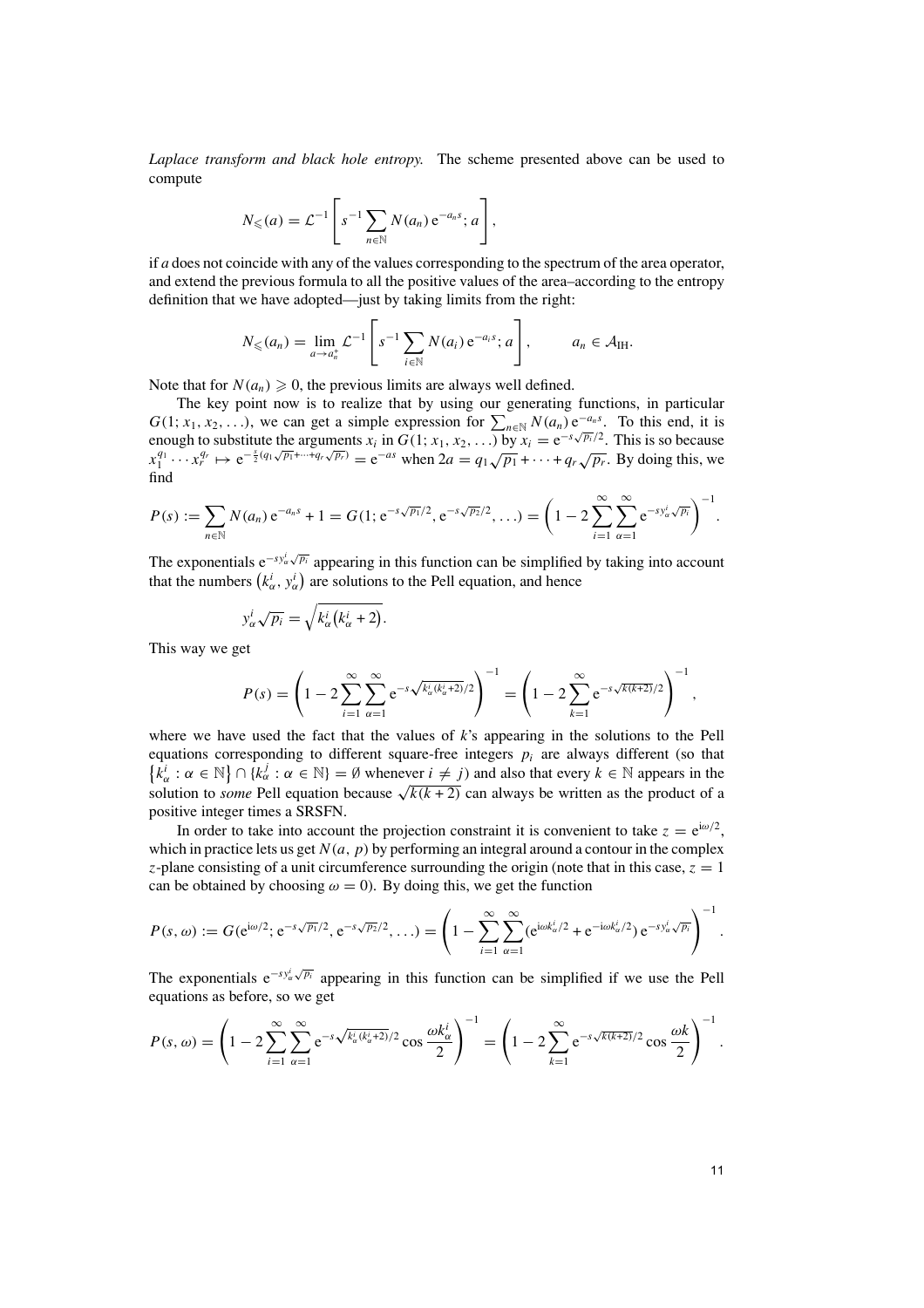*Laplace transform and black hole entropy.* The scheme presented above can be used to compute

$$N_{\leqslant}(a) = \mathcal{L}^{-1}\left[s^{-1}\sum_{n\in\mathbb{N}} N(a_n)\,\mathrm{e}^{-a_n s}; a\right],$$

if $a$ does not coincide with any of the values corresponding to the spectrum of the area operator, and extend the previous formula to all the positive values of the area–according to the entropy definition that we have adopted—just by taking limits from the right:

$$N_{\leqslant}(a_n) = \lim_{a\to a_n^+} \mathcal{L}^{-1}\left[s^{-1}\sum_{i\in\mathbb{N}} N(a_i)\,\mathrm{e}^{-a_i s}; a\right], \qquad a_n \in \mathcal{A}_{\mathrm{IH}}.$$

Note that for $N(a_n) \geqslant 0$, the previous limits are always well defined.

The key point now is to realize that by using our generating functions, in particular $G(1; x_1, x_2, \ldots)$, we can get a simple expression for $\sum_{n\in\mathbb{N}} N(a_n)\,\mathrm{e}^{-a_n s}$. To this end, it is enough to substitute the arguments $x_i$ in $G(1; x_1, x_2, \ldots)$ by $x_i = \mathrm{e}^{-s\sqrt{p_i}/2}$. This is so because $x_1^{q_1}\cdots x_r^{q_r} \mapsto \mathrm{e}^{-\frac{s}{2}(q_1\sqrt{p_1}+\cdots+q_r\sqrt{p_r})} = \mathrm{e}^{-as}$ when $2a = q_1\sqrt{p_1}+\cdots+q_r\sqrt{p_r}$. By doing this, we find

$$P(s) := \sum_{n\in\mathbb{N}} N(a_n)\,\mathrm{e}^{-a_n s} + 1 = G(1; \mathrm{e}^{-s\sqrt{p_1}/2}, \mathrm{e}^{-s\sqrt{p_2}/2}, \ldots) = \left(1 - 2\sum_{i=1}^{\infty}\sum_{\alpha=1}^{\infty} \mathrm{e}^{-s y_\alpha^i\sqrt{p_i}}\right)^{-1}.$$

The exponentials $\mathrm{e}^{-s y_\alpha^i \sqrt{p_i}}$ appearing in this function can be simplified by taking into account that the numbers $\left(k_\alpha^i, y_\alpha^i\right)$ are solutions to the Pell equation, and hence

$$y_\alpha^i\sqrt{p_i} = \sqrt{k_\alpha^i\left(k_\alpha^i+2\right)}.$$

This way we get

$$P(s) = \left(1 - 2\sum_{i=1}^{\infty}\sum_{\alpha=1}^{\infty} \mathrm{e}^{-s\sqrt{k_\alpha^i(k_\alpha^i+2)}/2}\right)^{-1} = \left(1 - 2\sum_{k=1}^{\infty} \mathrm{e}^{-s\sqrt{k(k+2)}/2}\right)^{-1},$$

where we have used the fact that the values of $k$'s appearing in the solutions to the Pell equations corresponding to different square-free integers $p_i$ are always different (so that $\left\{k_\alpha^i : \alpha \in \mathbb{N}\right\} \cap \{k_\alpha^j : \alpha \in \mathbb{N}\} = \emptyset$ whenever $i \neq j$) and also that every $k \in \mathbb{N}$ appears in the solution to *some* Pell equation because $\sqrt{k(k+2)}$ can always be written as the product of a positive integer times a SRSFN.

In order to take into account the projection constraint it is convenient to take $z = \mathrm{e}^{\mathrm{i}\omega/2}$, which in practice lets us get $N(a, p)$ by performing an integral around a contour in the complex $z$-plane consisting of a unit circumference surrounding the origin (note that in this case, $z = 1$ can be obtained by choosing $\omega = 0$). By doing this, we get the function

$$P(s,\omega) := G(\mathrm{e}^{\mathrm{i}\omega/2}; \mathrm{e}^{-s\sqrt{p_1}/2}, \mathrm{e}^{-s\sqrt{p_2}/2}, \ldots) = \left(1 - \sum_{i=1}^{\infty}\sum_{\alpha=1}^{\infty} (\mathrm{e}^{\mathrm{i}\omega k_\alpha^i/2} + \mathrm{e}^{-\mathrm{i}\omega k_\alpha^i/2})\,\mathrm{e}^{-s y_\alpha^i\sqrt{p_i}}\right)^{-1}.$$

The exponentials $\mathrm{e}^{-s y_\alpha^i\sqrt{p_i}}$ appearing in this function can be simplified if we use the Pell equations as before, so we get

$$P(s,\omega) = \left(1 - 2\sum_{i=1}^{\infty}\sum_{\alpha=1}^{\infty} \mathrm{e}^{-s\sqrt{k_\alpha^i(k_\alpha^i+2)}/2}\cos\frac{\omega k_\alpha^i}{2}\right)^{-1} = \left(1 - 2\sum_{k=1}^{\infty} \mathrm{e}^{-s\sqrt{k(k+2)}/2}\cos\frac{\omega k}{2}\right)^{-1}.$$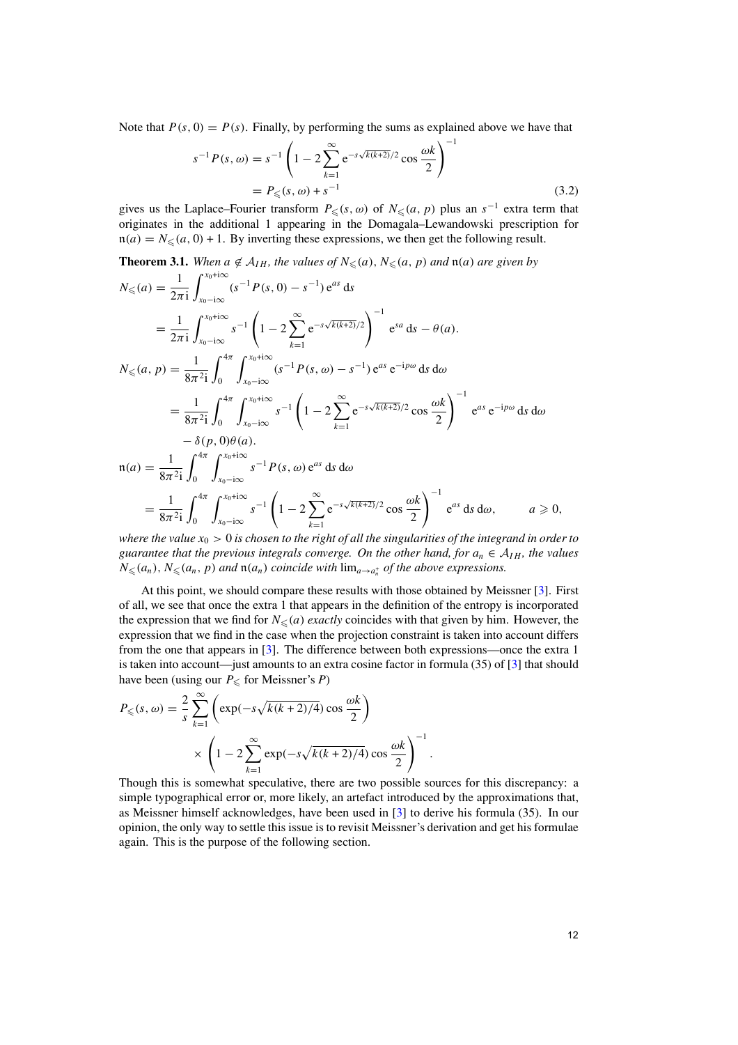Note that $P(s, 0) = P(s)$. Finally, by performing the sums as explained above we have that

$$
\begin{aligned}
s^{-1} P(s, \omega) &= s^{-1} \left( 1 - 2 \sum_{k=1}^{\infty} \mathrm{e}^{-s\sqrt{k(k+2)}/2} \cos \frac{\omega k}{2} \right)^{-1} \\
&= P_{\leqslant}(s, \omega) + s^{-1}
\end{aligned} \tag{3.2}
$$

gives us the Laplace–Fourier transform $P_{\leqslant}(s, \omega)$ of $N_{\leqslant}(a, p)$ plus an $s^{-1}$ extra term that originates in the additional 1 appearing in the Domagala–Lewandowski prescription for $\mathfrak{n}(a) = N_{\leqslant}(a, 0) + 1$. By inverting these expressions, we then get the following result.

**Theorem 3.1.** *When $a \notin \mathcal{A}_{IH}$, the values of $N_{\leqslant}(a)$, $N_{\leqslant}(a, p)$ and $\mathfrak{n}(a)$ are given by*

$$
\begin{aligned}
N_{\leqslant}(a) &= \frac{1}{2\pi \mathrm{i}} \int_{x_0 - \mathrm{i}\infty}^{x_0 + \mathrm{i}\infty} (s^{-1} P(s, 0) - s^{-1})\, \mathrm{e}^{as}\, \mathrm{d}s \\
&= \frac{1}{2\pi \mathrm{i}} \int_{x_0 - \mathrm{i}\infty}^{x_0 + \mathrm{i}\infty} s^{-1} \left( 1 - 2 \sum_{k=1}^{\infty} \mathrm{e}^{-s\sqrt{k(k+2)}/2} \right)^{-1} \mathrm{e}^{sa}\, \mathrm{d}s - \theta(a).
\end{aligned}
$$

$$
\begin{aligned}
N_{\leqslant}(a, p) &= \frac{1}{8\pi^2 \mathrm{i}} \int_0^{4\pi} \int_{x_0 - \mathrm{i}\infty}^{x_0 + \mathrm{i}\infty} (s^{-1} P(s, \omega) - s^{-1})\, \mathrm{e}^{as}\, \mathrm{e}^{-\mathrm{i}p\omega}\, \mathrm{d}s\, \mathrm{d}\omega \\
&= \frac{1}{8\pi^2 \mathrm{i}} \int_0^{4\pi} \int_{x_0 - \mathrm{i}\infty}^{x_0 + \mathrm{i}\infty} s^{-1} \left( 1 - 2 \sum_{k=1}^{\infty} \mathrm{e}^{-s\sqrt{k(k+2)}/2} \cos \frac{\omega k}{2} \right)^{-1} \mathrm{e}^{as}\, \mathrm{e}^{-\mathrm{i}p\omega}\, \mathrm{d}s\, \mathrm{d}\omega \\
&\quad - \delta(p, 0)\theta(a).
\end{aligned}
$$

$$
\begin{aligned}
\mathfrak{n}(a) &= \frac{1}{8\pi^2 \mathrm{i}} \int_0^{4\pi} \int_{x_0 - \mathrm{i}\infty}^{x_0 + \mathrm{i}\infty} s^{-1} P(s, \omega)\, \mathrm{e}^{as}\, \mathrm{d}s\, \mathrm{d}\omega \\
&= \frac{1}{8\pi^2 \mathrm{i}} \int_0^{4\pi} \int_{x_0 - \mathrm{i}\infty}^{x_0 + \mathrm{i}\infty} s^{-1} \left( 1 - 2 \sum_{k=1}^{\infty} \mathrm{e}^{-s\sqrt{k(k+2)}/2} \cos \frac{\omega k}{2} \right)^{-1} \mathrm{e}^{as}\, \mathrm{d}s\, \mathrm{d}\omega, \qquad a \geqslant 0,
\end{aligned}
$$

*where the value $x_0 > 0$ is chosen to the right of all the singularities of the integrand in order to guarantee that the previous integrals converge. On the other hand, for $a_n \in \mathcal{A}_{IH}$, the values $N_{\leqslant}(a_n)$, $N_{\leqslant}(a_n, p)$ and $\mathfrak{n}(a_n)$ coincide with $\lim_{a \to a_n^+}$ of the above expressions.*

At this point, we should compare these results with those obtained by Meissner [3]. First of all, we see that once the extra 1 that appears in the definition of the entropy is incorporated the expression that we find for $N_{\leqslant}(a)$ *exactly* coincides with that given by him. However, the expression that we find in the case when the projection constraint is taken into account differs from the one that appears in [3]. The difference between both expressions—once the extra 1 is taken into account—just amounts to an extra cosine factor in formula (35) of [3] that should have been (using our $P_{\leqslant}$ for Meissner's $P$)

$$
\begin{aligned}
P_{\leqslant}(s, \omega) = \frac{2}{s} \sum_{k=1}^{\infty} &\left( \exp(-s\sqrt{k(k+2)/4}) \cos \frac{\omega k}{2} \right) \\
&\times \left( 1 - 2 \sum_{k=1}^{\infty} \exp(-s\sqrt{k(k+2)/4}) \cos \frac{\omega k}{2} \right)^{-1}.
\end{aligned}
$$

Though this is somewhat speculative, there are two possible sources for this discrepancy: a simple typographical error or, more likely, an artefact introduced by the approximations that, as Meissner himself acknowledges, have been used in [3] to derive his formula (35). In our opinion, the only way to settle this issue is to revisit Meissner's derivation and get his formulae again. This is the purpose of the following section.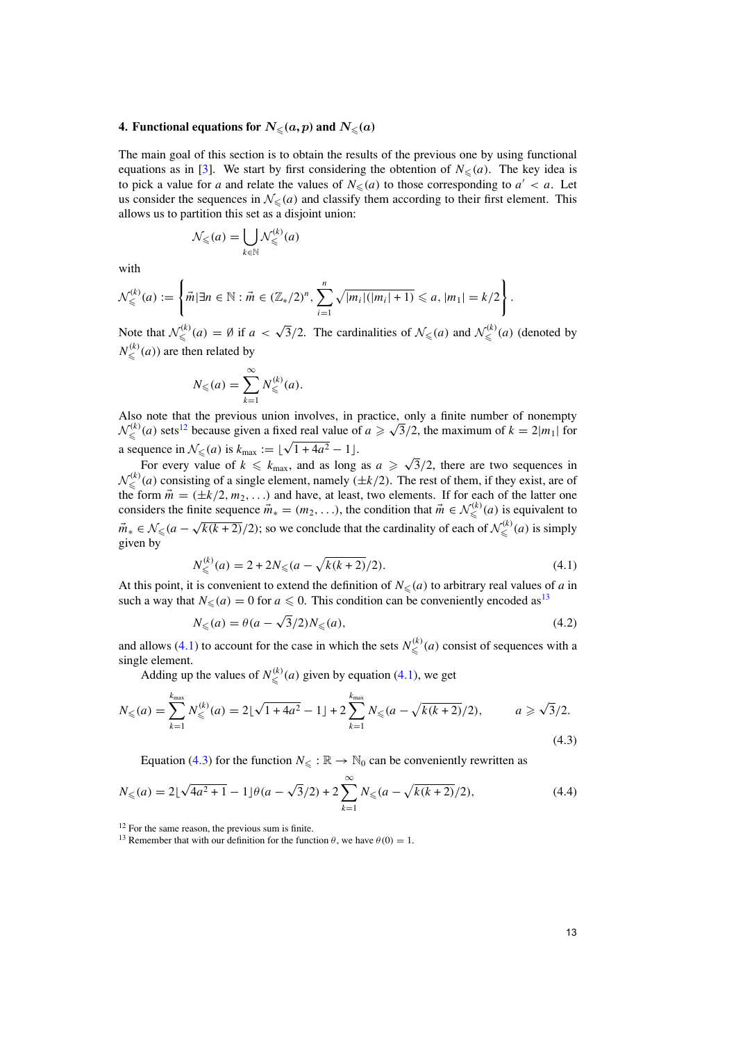### 4. Functional equations for $N_\leqslant(a,p)$ and $N_\leqslant(a)$

The main goal of this section is to obtain the results of the previous one by using functional equations as in [3]. We start by first considering the obtention of $N_\leqslant(a)$. The key idea is to pick a value for $a$ and relate the values of $N_\leqslant(a)$ to those corresponding to $a' < a$. Let us consider the sequences in $\mathcal{N}_\leqslant(a)$ and classify them according to their first element. This allows us to partition this set as a disjoint union:

$$\mathcal{N}_\leqslant(a) = \bigcup_{k\in\mathbb{N}} \mathcal{N}_\leqslant^{(k)}(a)$$

with

$$\mathcal{N}_\leqslant^{(k)}(a) := \left\{\vec{m} | \exists n \in \mathbb{N} : \vec{m} \in (\mathbb{Z}_*/2)^n, \sum_{i=1}^{n} \sqrt{|m_i|(|m_i|+1)} \leqslant a, |m_1| = k/2\right\}.$$

Note that $\mathcal{N}_\leqslant^{(k)}(a) = \emptyset$ if $a < \sqrt{3}/2$. The cardinalities of $\mathcal{N}_\leqslant(a)$ and $\mathcal{N}_\leqslant^{(k)}(a)$ (denoted by $N_\leqslant^{(k)}(a)$) are then related by

$$N_\leqslant(a) = \sum_{k=1}^{\infty} N_\leqslant^{(k)}(a).$$

Also note that the previous union involves, in practice, only a finite number of nonempty $\mathcal{N}_\leqslant^{(k)}(a)$ sets[12] because given a fixed real value of $a \geqslant \sqrt{3}/2$, the maximum of $k = 2|m_1|$ for a sequence in $\mathcal{N}_\leqslant(a)$ is $k_{\max} := \lfloor\sqrt{1+4a^2} - 1\rfloor$.

For every value of $k \leqslant k_{\max}$, and as long as $a \geqslant \sqrt{3}/2$, there are two sequences in $\mathcal{N}_\leqslant^{(k)}(a)$ consisting of a single element, namely $(\pm k/2)$. The rest of them, if they exist, are of the form $\vec{m} = (\pm k/2, m_2, \ldots)$ and have, at least, two elements. If for each of the latter one considers the finite sequence $\vec{m}_* = (m_2, \ldots)$, the condition that $\vec{m} \in \mathcal{N}_\leqslant^{(k)}(a)$ is equivalent to $\vec{m}_* \in \mathcal{N}_\leqslant(a - \sqrt{k(k+2)}/2)$; so we conclude that the cardinality of each of $\mathcal{N}_\leqslant^{(k)}(a)$ is simply given by

$$N_\leqslant^{(k)}(a) = 2 + 2N_\leqslant(a - \sqrt{k(k+2)}/2). \tag{4.1}$$

At this point, it is convenient to extend the definition of $N_\leqslant(a)$ to arbitrary real values of $a$ in such a way that $N_\leqslant(a) = 0$ for $a \leqslant 0$. This condition can be conveniently encoded as[13]

$$N_\leqslant(a) = \theta(a - \sqrt{3}/2)N_\leqslant(a), \tag{4.2}$$

and allows (4.1) to account for the case in which the sets $N_\leqslant^{(k)}(a)$ consist of sequences with a single element.

Adding up the values of $N_\leqslant^{(k)}(a)$ given by equation (4.1), we get

$$N_\leqslant(a) = \sum_{k=1}^{k_{\max}} N_\leqslant^{(k)}(a) = 2\lfloor\sqrt{1+4a^2} - 1\rfloor + 2\sum_{k=1}^{k_{\max}} N_\leqslant(a - \sqrt{k(k+2)}/2), \qquad a \geqslant \sqrt{3}/2. \tag{4.3}$$

Equation (4.3) for the function $N_\leqslant : \mathbb{R} \to \mathbb{N}_0$ can be conveniently rewritten as

$$N_\leqslant(a) = 2\lfloor\sqrt{4a^2+1} - 1\rfloor\theta(a - \sqrt{3}/2) + 2\sum_{k=1}^{\infty} N_\leqslant(a - \sqrt{k(k+2)}/2), \tag{4.4}$$

[12] For the same reason, the previous sum is finite.

[13] Remember that with our definition for the function $\theta$, we have $\theta(0) = 1$.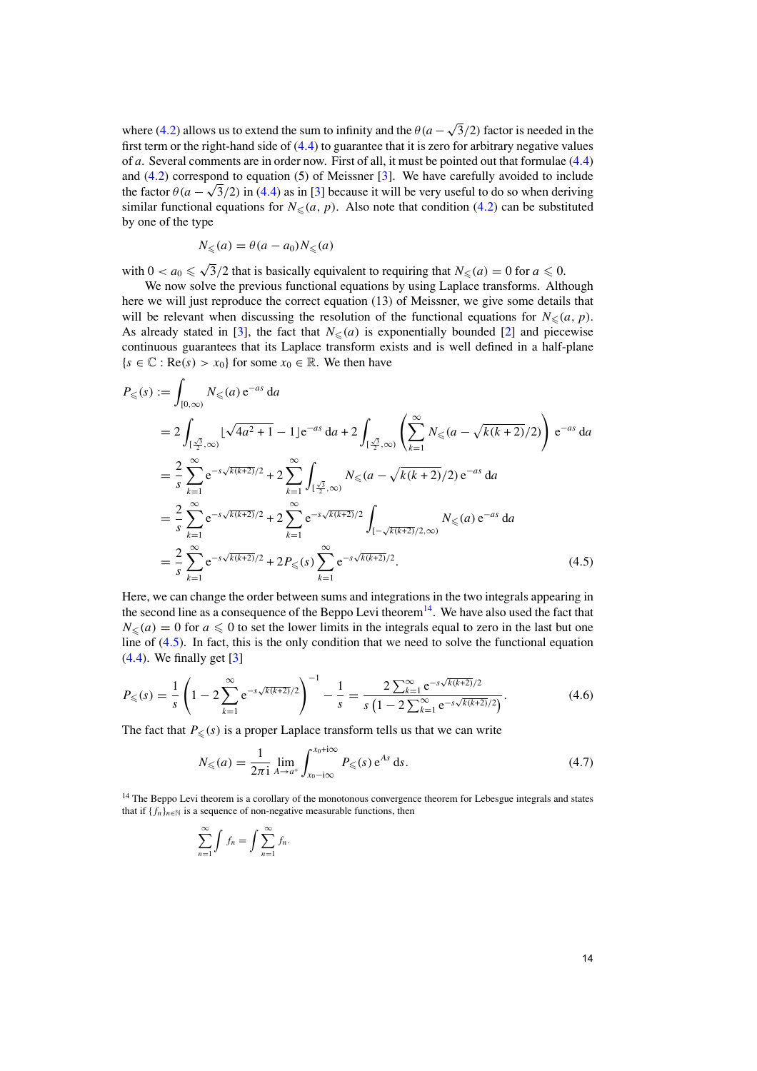where (4.2) allows us to extend the sum to infinity and the $\theta(a - \sqrt{3}/2)$ factor is needed in the first term or the right-hand side of (4.4) to guarantee that it is zero for arbitrary negative values of $a$. Several comments are in order now. First of all, it must be pointed out that formulae (4.4) and (4.2) correspond to equation (5) of Meissner [3]. We have carefully avoided to include the factor $\theta(a - \sqrt{3}/2)$ in (4.4) as in [3] because it will be very useful to do so when deriving similar functional equations for $N_{\leqslant}(a, p)$. Also note that condition (4.2) can be substituted by one of the type

$$N_{\leqslant}(a) = \theta(a - a_0) N_{\leqslant}(a)$$

with $0 < a_0 \leqslant \sqrt{3}/2$ that is basically equivalent to requiring that $N_{\leqslant}(a) = 0$ for $a \leqslant 0$.

We now solve the previous functional equations by using Laplace transforms. Although here we will just reproduce the correct equation (13) of Meissner, we give some details that will be relevant when discussing the resolution of the functional equations for $N_{\leqslant}(a, p)$. As already stated in [3], the fact that $N_{\leqslant}(a)$ is exponentially bounded [2] and piecewise continuous guarantees that its Laplace transform exists and is well defined in a half-plane $\{s \in \mathbb{C} : \mathrm{Re}(s) > x_0\}$ for some $x_0 \in \mathbb{R}$. We then have

$$
\begin{aligned}
P_{\leqslant}(s) &:= \int_{[0,\infty)} N_{\leqslant}(a)\,\mathrm{e}^{-as}\,\mathrm{d}a \\
&= 2\int_{[\frac{\sqrt{3}}{2},\infty)} \lfloor\sqrt{4a^2+1}-1\rfloor \mathrm{e}^{-as}\,\mathrm{d}a + 2\int_{[\frac{\sqrt{3}}{2},\infty)} \left(\sum_{k=1}^{\infty} N_{\leqslant}(a - \sqrt{k(k+2)}/2)\right)\mathrm{e}^{-as}\,\mathrm{d}a \\
&= \frac{2}{s}\sum_{k=1}^{\infty} \mathrm{e}^{-s\sqrt{k(k+2)}/2} + 2\sum_{k=1}^{\infty}\int_{[\frac{\sqrt{3}}{2},\infty)} N_{\leqslant}(a - \sqrt{k(k+2)}/2)\,\mathrm{e}^{-as}\,\mathrm{d}a \\
&= \frac{2}{s}\sum_{k=1}^{\infty} \mathrm{e}^{-s\sqrt{k(k+2)}/2} + 2\sum_{k=1}^{\infty} \mathrm{e}^{-s\sqrt{k(k+2)}/2}\int_{[-\sqrt{k(k+2)}/2,\infty)} N_{\leqslant}(a)\,\mathrm{e}^{-as}\,\mathrm{d}a \\
&= \frac{2}{s}\sum_{k=1}^{\infty} \mathrm{e}^{-s\sqrt{k(k+2)}/2} + 2P_{\leqslant}(s)\sum_{k=1}^{\infty} \mathrm{e}^{-s\sqrt{k(k+2)}/2}.
\end{aligned}
\tag{4.5}
$$

Here, we can change the order between sums and integrations in the two integrals appearing in the second line as a consequence of the Beppo Levi theorem[14]. We have also used the fact that $N_{\leqslant}(a) = 0$ for $a \leqslant 0$ to set the lower limits in the integrals equal to zero in the last but one line of (4.5). In fact, this is the only condition that we need to solve the functional equation (4.4). We finally get [3]

$$P_{\leqslant}(s) = \frac{1}{s}\left(1 - 2\sum_{k=1}^{\infty} \mathrm{e}^{-s\sqrt{k(k+2)}/2}\right)^{-1} - \frac{1}{s} = \frac{2\sum_{k=1}^{\infty} \mathrm{e}^{-s\sqrt{k(k+2)}/2}}{s\left(1 - 2\sum_{k=1}^{\infty} \mathrm{e}^{-s\sqrt{k(k+2)}/2}\right)}. \tag{4.6}$$

The fact that $P_{\leqslant}(s)$ is a proper Laplace transform tells us that we can write

$$N_{\leqslant}(a) = \frac{1}{2\pi \mathrm{i}} \lim_{A\to a^+} \int_{x_0 - \mathrm{i}\infty}^{x_0 + \mathrm{i}\infty} P_{\leqslant}(s)\,\mathrm{e}^{As}\,\mathrm{d}s. \tag{4.7}$$

[14] The Beppo Levi theorem is a corollary of the monotonous convergence theorem for Lebesgue integrals and states that if $\{f_n\}_{n\in\mathbb{N}}$ is a sequence of non-negative measurable functions, then

$$\sum_{n=1}^{\infty}\int f_n = \int \sum_{n=1}^{\infty} f_n.$$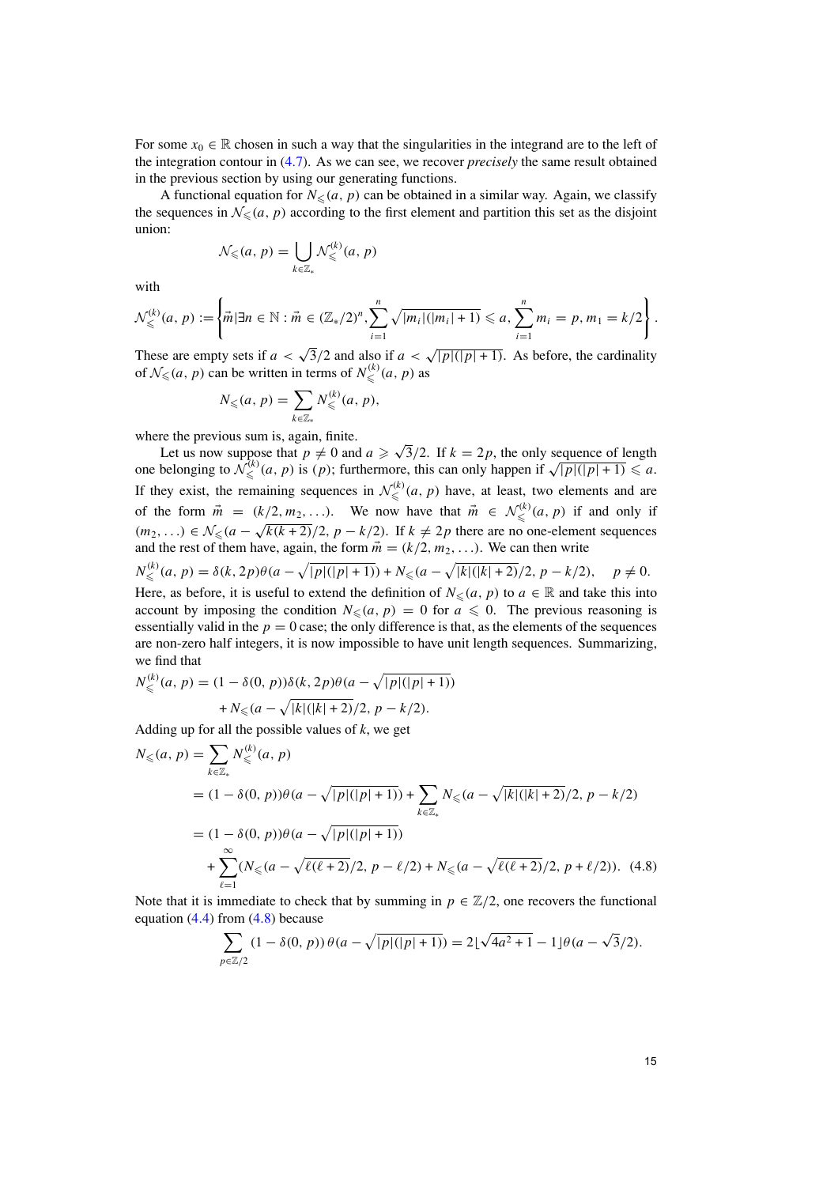For some $x_0 \in \mathbb{R}$ chosen in such a way that the singularities in the integrand are to the left of the integration contour in (4.7). As we can see, we recover *precisely* the same result obtained in the previous section by using our generating functions.

A functional equation for $N_{\leqslant}(a, p)$ can be obtained in a similar way. Again, we classify the sequences in $\mathcal{N}_{\leqslant}(a, p)$ according to the first element and partition this set as the disjoint union:

$$\mathcal{N}_{\leqslant}(a, p) = \bigcup_{k \in \mathbb{Z}_*} \mathcal{N}_{\leqslant}^{(k)}(a, p)$$

with

$$\mathcal{N}_{\leqslant}^{(k)}(a, p) := \left\{ \vec{m} | \exists n \in \mathbb{N} : \vec{m} \in (\mathbb{Z}_*/2)^n, \sum_{i=1}^{n} \sqrt{|m_i|(|m_i|+1)} \leqslant a, \sum_{i=1}^{n} m_i = p, m_1 = k/2 \right\}.$$

These are empty sets if $a < \sqrt{3}/2$ and also if $a < \sqrt{|p|(|p|+1)}$. As before, the cardinality of $\mathcal{N}_{\leqslant}(a, p)$ can be written in terms of $N_{\leqslant}^{(k)}(a, p)$ as

$$N_{\leqslant}(a, p) = \sum_{k \in \mathbb{Z}_*} N_{\leqslant}^{(k)}(a, p),$$

where the previous sum is, again, finite.

Let us now suppose that $p \neq 0$ and $a \geqslant \sqrt{3}/2$. If $k = 2p$, the only sequence of length one belonging to $\mathcal{N}_{\leqslant}^{(k)}(a, p)$ is $(p)$; furthermore, this can only happen if $\sqrt{|p|(|p|+1)} \leqslant a$. If they exist, the remaining sequences in $\mathcal{N}_{\leqslant}^{(k)}(a, p)$ have, at least, two elements and are of the form $\vec{m} = (k/2, m_2, \ldots)$. We now have that $\vec{m} \in \mathcal{N}_{\leqslant}^{(k)}(a, p)$ if and only if $(m_2, \ldots) \in \mathcal{N}_{\leqslant}(a - \sqrt{k(k+2)}/2, p - k/2)$. If $k \neq 2p$ there are no one-element sequences and the rest of them have, again, the form $\vec{m} = (k/2, m_2, \ldots)$. We can then write

$$N_{\leqslant}^{(k)}(a, p) = \delta(k, 2p)\theta(a - \sqrt{|p|(|p|+1)}) + N_{\leqslant}(a - \sqrt{|k|(|k|+2)}/2, p - k/2), \quad p \neq 0.$$

Here, as before, it is useful to extend the definition of $N_{\leqslant}(a, p)$ to $a \in \mathbb{R}$ and take this into account by imposing the condition $N_{\leqslant}(a, p) = 0$ for $a \leqslant 0$. The previous reasoning is essentially valid in the $p = 0$ case; the only difference is that, as the elements of the sequences are non-zero half integers, it is now impossible to have unit length sequences. Summarizing, we find that

$$\begin{aligned} N_{\leqslant}^{(k)}(a, p) = &(1 - \delta(0, p))\delta(k, 2p)\theta(a - \sqrt{|p|(|p|+1)}) \\ &+ N_{\leqslant}(a - \sqrt{|k|(|k|+2)}/2, p - k/2). \end{aligned}$$

Adding up for all the possible values of $k$, we get

$$\begin{aligned} N_{\leqslant}(a, p) &= \sum_{k \in \mathbb{Z}_*} N_{\leqslant}^{(k)}(a, p) \\ &= (1 - \delta(0, p))\theta(a - \sqrt{|p|(|p|+1)}) + \sum_{k \in \mathbb{Z}_*} N_{\leqslant}(a - \sqrt{|k|(|k|+2)}/2, p - k/2) \\ &= (1 - \delta(0, p))\theta(a - \sqrt{|p|(|p|+1)}) \\ &\quad + \sum_{\ell=1}^{\infty} (N_{\leqslant}(a - \sqrt{\ell(\ell+2)}/2, p - \ell/2) + N_{\leqslant}(a - \sqrt{\ell(\ell+2)}/2, p + \ell/2)). \quad (4.8) \end{aligned}$$

Note that it is immediate to check that by summing in $p \in \mathbb{Z}/2$, one recovers the functional equation (4.4) from (4.8) because

$$\sum_{p \in \mathbb{Z}/2} (1 - \delta(0, p))\,\theta(a - \sqrt{|p|(|p|+1)}) = 2\lfloor \sqrt{4a^2+1} - 1 \rfloor \theta(a - \sqrt{3}/2).$$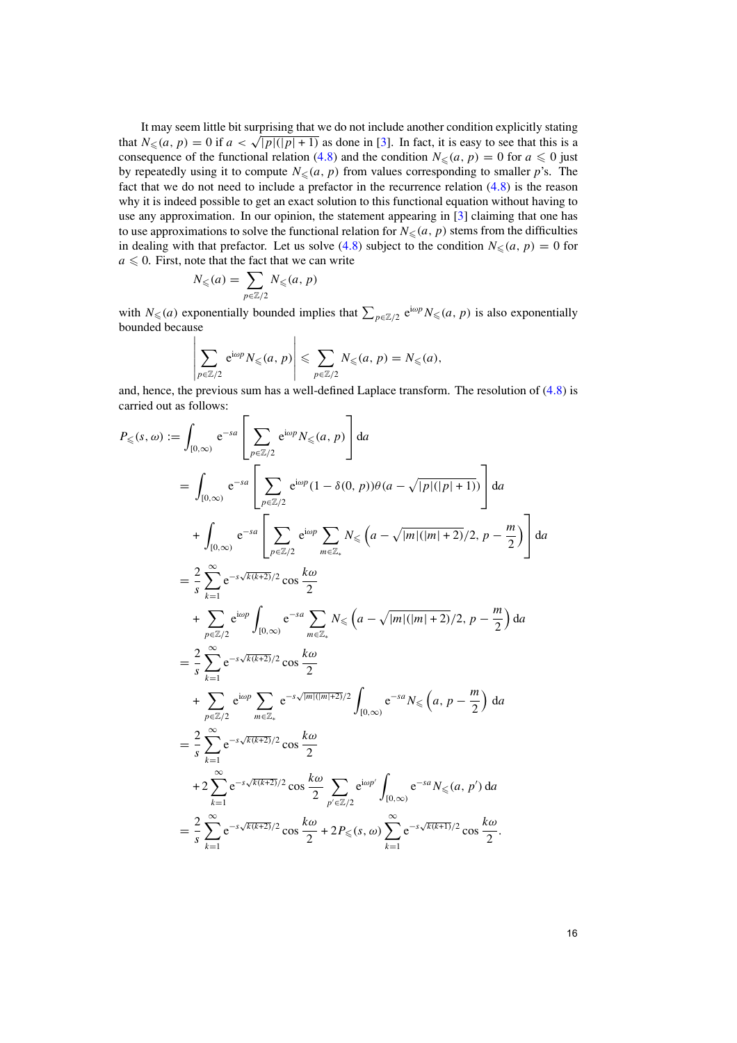It may seem little bit surprising that we do not include another condition explicitly stating that $N_\leqslant(a, p) = 0$ if $a < \sqrt{|p|(|p|+1)}$ as done in [3]. In fact, it is easy to see that this is a consequence of the functional relation (4.8) and the condition $N_\leqslant(a, p) = 0$ for $a \leqslant 0$ just by repeatedly using it to compute $N_\leqslant(a, p)$ from values corresponding to smaller $p$'s. The fact that we do not need to include a prefactor in the recurrence relation (4.8) is the reason why it is indeed possible to get an exact solution to this functional equation without having to use any approximation. In our opinion, the statement appearing in [3] claiming that one has to use approximations to solve the functional relation for $N_\leqslant(a, p)$ stems from the difficulties in dealing with that prefactor. Let us solve (4.8) subject to the condition $N_\leqslant(a, p) = 0$ for $a \leqslant 0$. First, note that the fact that we can write

$$N_\leqslant(a) = \sum_{p \in \mathbb{Z}/2} N_\leqslant(a, p)$$

with $N_\leqslant(a)$ exponentially bounded implies that $\sum_{p\in\mathbb{Z}/2} \mathrm{e}^{\mathrm{i}\omega p} N_\leqslant(a, p)$ is also exponentially bounded because

$$\left| \sum_{p\in\mathbb{Z}/2} \mathrm{e}^{\mathrm{i}\omega p} N_\leqslant(a, p) \right| \leqslant \sum_{p\in\mathbb{Z}/2} N_\leqslant(a, p) = N_\leqslant(a),$$

and, hence, the previous sum has a well-defined Laplace transform. The resolution of (4.8) is carried out as follows:

$$\begin{aligned}
P_\leqslant(s, \omega) :&= \int_{[0,\infty)} \mathrm{e}^{-sa} \left[ \sum_{p\in\mathbb{Z}/2} \mathrm{e}^{\mathrm{i}\omega p} N_\leqslant(a, p) \right] \mathrm{d}a \\
&= \int_{[0,\infty)} \mathrm{e}^{-sa} \left[ \sum_{p\in\mathbb{Z}/2} \mathrm{e}^{\mathrm{i}\omega p} (1 - \delta(0, p)) \theta(a - \sqrt{|p|(|p|+1)}) \right] \mathrm{d}a \\
&\quad + \int_{[0,\infty)} \mathrm{e}^{-sa} \left[ \sum_{p\in\mathbb{Z}/2} \mathrm{e}^{\mathrm{i}\omega p} \sum_{m\in\mathbb{Z}_*} N_\leqslant\left(a - \sqrt{|m|(|m|+2)}/2,\, p - \frac{m}{2}\right) \right] \mathrm{d}a \\
&= \frac{2}{s} \sum_{k=1}^{\infty} \mathrm{e}^{-s\sqrt{k(k+2)}/2} \cos\frac{k\omega}{2} \\
&\quad + \sum_{p\in\mathbb{Z}/2} \mathrm{e}^{\mathrm{i}\omega p} \int_{[0,\infty)} \mathrm{e}^{-sa} \sum_{m\in\mathbb{Z}_*} N_\leqslant\left(a - \sqrt{|m|(|m|+2)}/2,\, p - \frac{m}{2}\right) \mathrm{d}a \\
&= \frac{2}{s} \sum_{k=1}^{\infty} \mathrm{e}^{-s\sqrt{k(k+2)}/2} \cos\frac{k\omega}{2} \\
&\quad + \sum_{p\in\mathbb{Z}/2} \mathrm{e}^{\mathrm{i}\omega p} \sum_{m\in\mathbb{Z}_*} \mathrm{e}^{-s\sqrt{|m|(|m|+2)}/2} \int_{[0,\infty)} \mathrm{e}^{-sa} N_\leqslant\left(a,\, p - \frac{m}{2}\right) \mathrm{d}a \\
&= \frac{2}{s} \sum_{k=1}^{\infty} \mathrm{e}^{-s\sqrt{k(k+2)}/2} \cos\frac{k\omega}{2} \\
&\quad + 2 \sum_{k=1}^{\infty} \mathrm{e}^{-s\sqrt{k(k+2)}/2} \cos\frac{k\omega}{2} \sum_{p'\in\mathbb{Z}/2} \mathrm{e}^{\mathrm{i}\omega p'} \int_{[0,\infty)} \mathrm{e}^{-sa} N_\leqslant(a, p')\, \mathrm{d}a \\
&= \frac{2}{s} \sum_{k=1}^{\infty} \mathrm{e}^{-s\sqrt{k(k+2)}/2} \cos\frac{k\omega}{2} + 2P_\leqslant(s, \omega) \sum_{k=1}^{\infty} \mathrm{e}^{-s\sqrt{k(k+1)}/2} \cos\frac{k\omega}{2}.
\end{aligned}$$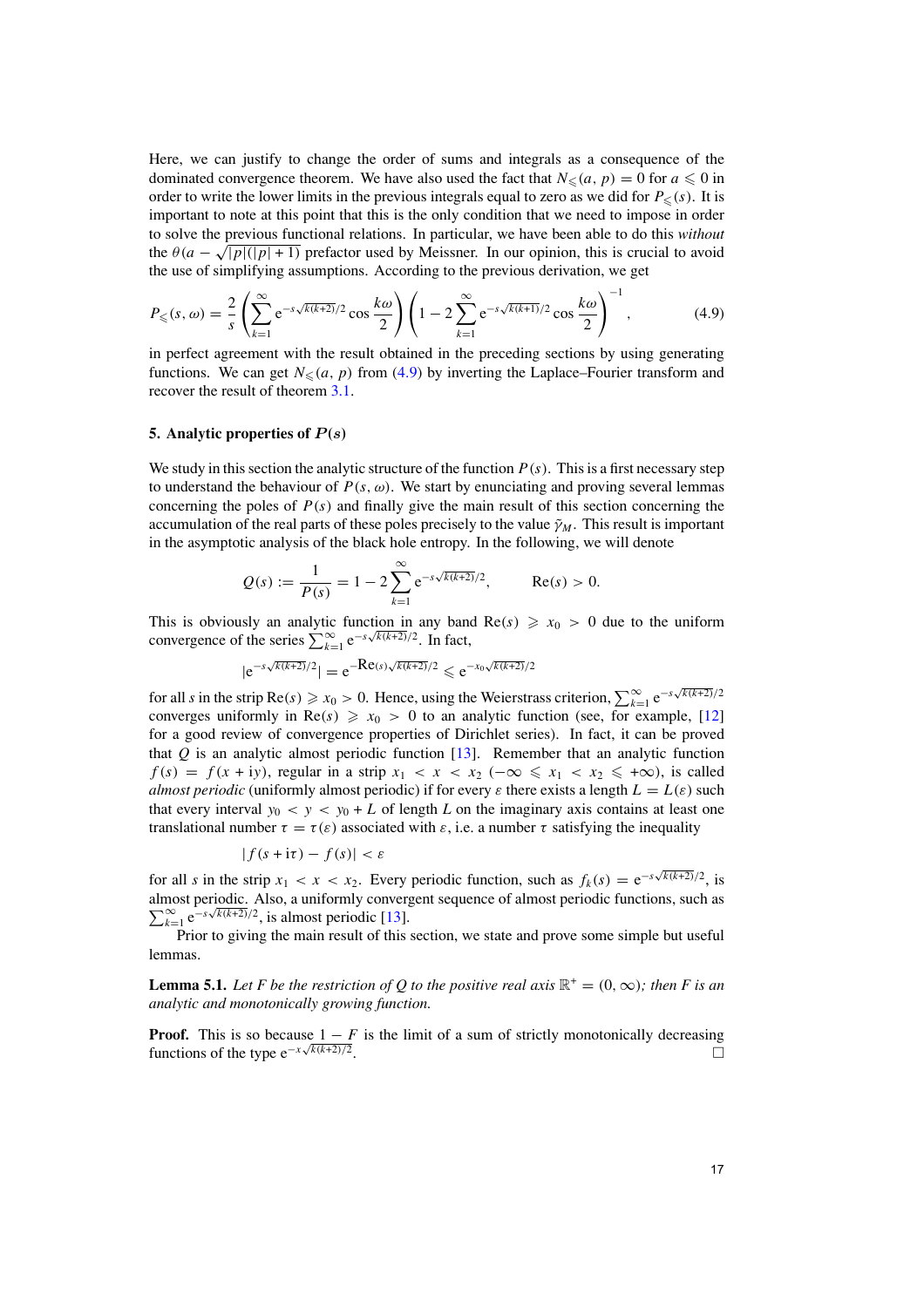Here, we can justify to change the order of sums and integrals as a consequence of the dominated convergence theorem. We have also used the fact that $N_{\leqslant}(a, p) = 0$ for $a \leqslant 0$ in order to write the lower limits in the previous integrals equal to zero as we did for $P_{\leqslant}(s)$. It is important to note at this point that this is the only condition that we need to impose in order to solve the previous functional relations. In particular, we have been able to do this *without* the $\theta(a - \sqrt{|p|(|p|+1)})$ prefactor used by Meissner. In our opinion, this is crucial to avoid the use of simplifying assumptions. According to the previous derivation, we get

$$P_{\leqslant}(s, \omega) = \frac{2}{s}\left(\sum_{k=1}^{\infty} \mathrm{e}^{-s\sqrt{k(k+2)}/2} \cos\frac{k\omega}{2}\right)\left(1 - 2\sum_{k=1}^{\infty} \mathrm{e}^{-s\sqrt{k(k+1)}/2} \cos\frac{k\omega}{2}\right)^{-1}, \tag{4.9}$$

in perfect agreement with the result obtained in the preceding sections by using generating functions. We can get $N_{\leqslant}(a, p)$ from (4.9) by inverting the Laplace–Fourier transform and recover the result of theorem 3.1.

## 5. Analytic properties of $P(s)$

We study in this section the analytic structure of the function $P(s)$. This is a first necessary step to understand the behaviour of $P(s, \omega)$. We start by enunciating and proving several lemmas concerning the poles of $P(s)$ and finally give the main result of this section concerning the accumulation of the real parts of these poles precisely to the value $\tilde{\gamma}_M$. This result is important in the asymptotic analysis of the black hole entropy. In the following, we will denote

$$Q(s) := \frac{1}{P(s)} = 1 - 2\sum_{k=1}^{\infty} \mathrm{e}^{-s\sqrt{k(k+2)}/2}, \qquad \mathrm{Re}(s) > 0.$$

This is obviously an analytic function in any band $\mathrm{Re}(s) \geqslant x_0 > 0$ due to the uniform convergence of the series $\sum_{k=1}^{\infty} \mathrm{e}^{-s\sqrt{k(k+2)}/2}$. In fact,

$$|\mathrm{e}^{-s\sqrt{k(k+2)}/2}| = \mathrm{e}^{-\mathrm{Re}(s)\sqrt{k(k+2)}/2} \leqslant \mathrm{e}^{-x_0\sqrt{k(k+2)}/2}$$

for all $s$ in the strip $\mathrm{Re}(s) \geqslant x_0 > 0$. Hence, using the Weierstrass criterion, $\sum_{k=1}^{\infty} \mathrm{e}^{-s\sqrt{k(k+2)}/2}$ converges uniformly in $\mathrm{Re}(s) \geqslant x_0 > 0$ to an analytic function (see, for example, [12] for a good review of convergence properties of Dirichlet series). In fact, it can be proved that $Q$ is an analytic almost periodic function [13]. Remember that an analytic function $f(s) = f(x + \mathrm{i}y)$, regular in a strip $x_1 < x < x_2$ $(-\infty \leqslant x_1 < x_2 \leqslant +\infty)$, is called *almost periodic* (uniformly almost periodic) if for every $\varepsilon$ there exists a length $L = L(\varepsilon)$ such that every interval $y_0 < y < y_0 + L$ of length $L$ on the imaginary axis contains at least one translational number $\tau = \tau(\varepsilon)$ associated with $\varepsilon$, i.e. a number $\tau$ satisfying the inequality

$$|f(s + \mathrm{i}\tau) - f(s)| < \varepsilon$$

for all $s$ in the strip $x_1 < x < x_2$. Every periodic function, such as $f_k(s) = \mathrm{e}^{-s\sqrt{k(k+2)}/2}$, is almost periodic. Also, a uniformly convergent sequence of almost periodic functions, such as $\sum_{k=1}^{\infty} \mathrm{e}^{-s\sqrt{k(k+2)}/2}$, is almost periodic [13].

Prior to giving the main result of this section, we state and prove some simple but useful lemmas.

**Lemma 5.1.** *Let $F$ be the restriction of $Q$ to the positive real axis $\mathbb{R}^+ = (0, \infty)$; then $F$ is an analytic and monotonically growing function.*

**Proof.** This is so because $1 - F$ is the limit of a sum of strictly monotonically decreasing functions of the type $\mathrm{e}^{-x\sqrt{k(k+2)}/2}$. □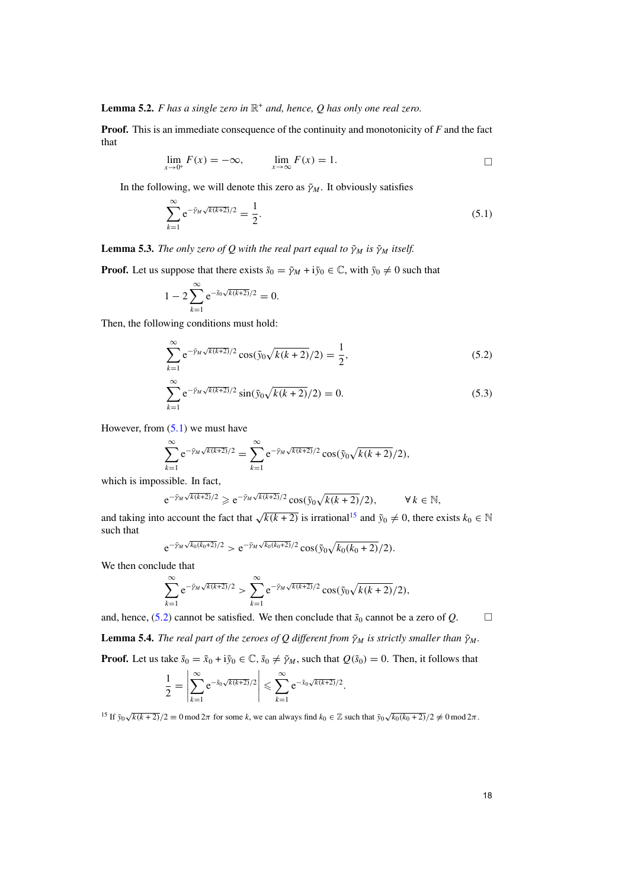**Lemma 5.2.** *F has a single zero in* $\mathbb{R}^+$ *and, hence, Q has only one real zero.*

**Proof.** This is an immediate consequence of the continuity and monotonicity of $F$ and the fact that

$$\lim_{x\to 0^+} F(x) = -\infty, \qquad \lim_{x\to\infty} F(x) = 1. \qquad \square$$

In the following, we will denote this zero as $\tilde{\gamma}_M$. It obviously satisfies

$$\sum_{k=1}^{\infty} \mathrm{e}^{-\tilde{\gamma}_M \sqrt{k(k+2)}/2} = \frac{1}{2}. \tag{5.1}$$

**Lemma 5.3.** *The only zero of Q with the real part equal to* $\tilde{\gamma}_M$ *is* $\tilde{\gamma}_M$ *itself.*

**Proof.** Let us suppose that there exists $\tilde{s}_0 = \tilde{\gamma}_M + \mathrm{i}\tilde{y}_0 \in \mathbb{C}$, with $\tilde{y}_0 \neq 0$ such that

$$1 - 2\sum_{k=1}^{\infty} \mathrm{e}^{-\tilde{s}_0\sqrt{k(k+2)}/2} = 0.$$

Then, the following conditions must hold:

$$\sum_{k=1}^{\infty} \mathrm{e}^{-\tilde{\gamma}_M \sqrt{k(k+2)}/2} \cos(\tilde{y}_0\sqrt{k(k+2)}/2) = \frac{1}{2}, \tag{5.2}$$

$$\sum_{k=1}^{\infty} \mathrm{e}^{-\tilde{\gamma}_M \sqrt{k(k+2)}/2} \sin(\tilde{y}_0\sqrt{k(k+2)}/2) = 0. \tag{5.3}$$

However, from (5.1) we must have

$$\sum_{k=1}^{\infty} \mathrm{e}^{-\tilde{\gamma}_M \sqrt{k(k+2)}/2} = \sum_{k=1}^{\infty} \mathrm{e}^{-\tilde{\gamma}_M \sqrt{k(k+2)}/2} \cos(\tilde{y}_0\sqrt{k(k+2)}/2),$$

which is impossible. In fact,

$$\mathrm{e}^{-\tilde{\gamma}_M \sqrt{k(k+2)}/2} \geqslant \mathrm{e}^{-\tilde{\gamma}_M \sqrt{k(k+2)}/2} \cos(\tilde{y}_0\sqrt{k(k+2)}/2), \qquad \forall\, k \in \mathbb{N},$$

and taking into account the fact that $\sqrt{k(k+2)}$ is irrational[15] and $\tilde{y}_0 \neq 0$, there exists $k_0 \in \mathbb{N}$ such that

$$\mathrm{e}^{-\tilde{\gamma}_M \sqrt{k_0(k_0+2)}/2} > \mathrm{e}^{-\tilde{\gamma}_M \sqrt{k_0(k_0+2)}/2} \cos(\tilde{y}_0\sqrt{k_0(k_0+2)}/2).$$

We then conclude that

$$\sum_{k=1}^{\infty} \mathrm{e}^{-\tilde{\gamma}_M \sqrt{k(k+2)}/2} > \sum_{k=1}^{\infty} \mathrm{e}^{-\tilde{\gamma}_M \sqrt{k(k+2)}/2} \cos(\tilde{y}_0\sqrt{k(k+2)}/2),$$

and, hence, (5.2) cannot be satisfied. We then conclude that $\tilde{s}_0$ cannot be a zero of $Q$. $\square$

**Lemma 5.4.** *The real part of the zeroes of Q different from* $\tilde{\gamma}_M$ *is strictly smaller than* $\tilde{\gamma}_M$.

**Proof.** Let us take $\tilde{s}_0 = \tilde{x}_0 + \mathrm{i}\tilde{y}_0 \in \mathbb{C}$, $\tilde{s}_0 \neq \tilde{\gamma}_M$, such that $Q(\tilde{s}_0) = 0$. Then, it follows that

$$\frac{1}{2} = \left| \sum_{k=1}^{\infty} \mathrm{e}^{-\tilde{s}_0\sqrt{k(k+2)}/2} \right| \leqslant \sum_{k=1}^{\infty} \mathrm{e}^{-\tilde{x}_0\sqrt{k(k+2)}/2}.$$

[15] If $\tilde{y}_0\sqrt{k(k+2)}/2 \equiv 0 \bmod 2\pi$ for some $k$, we can always find $k_0 \in \mathbb{Z}$ such that $\tilde{y}_0\sqrt{k_0(k_0+2)}/2 \not\equiv 0 \bmod 2\pi$.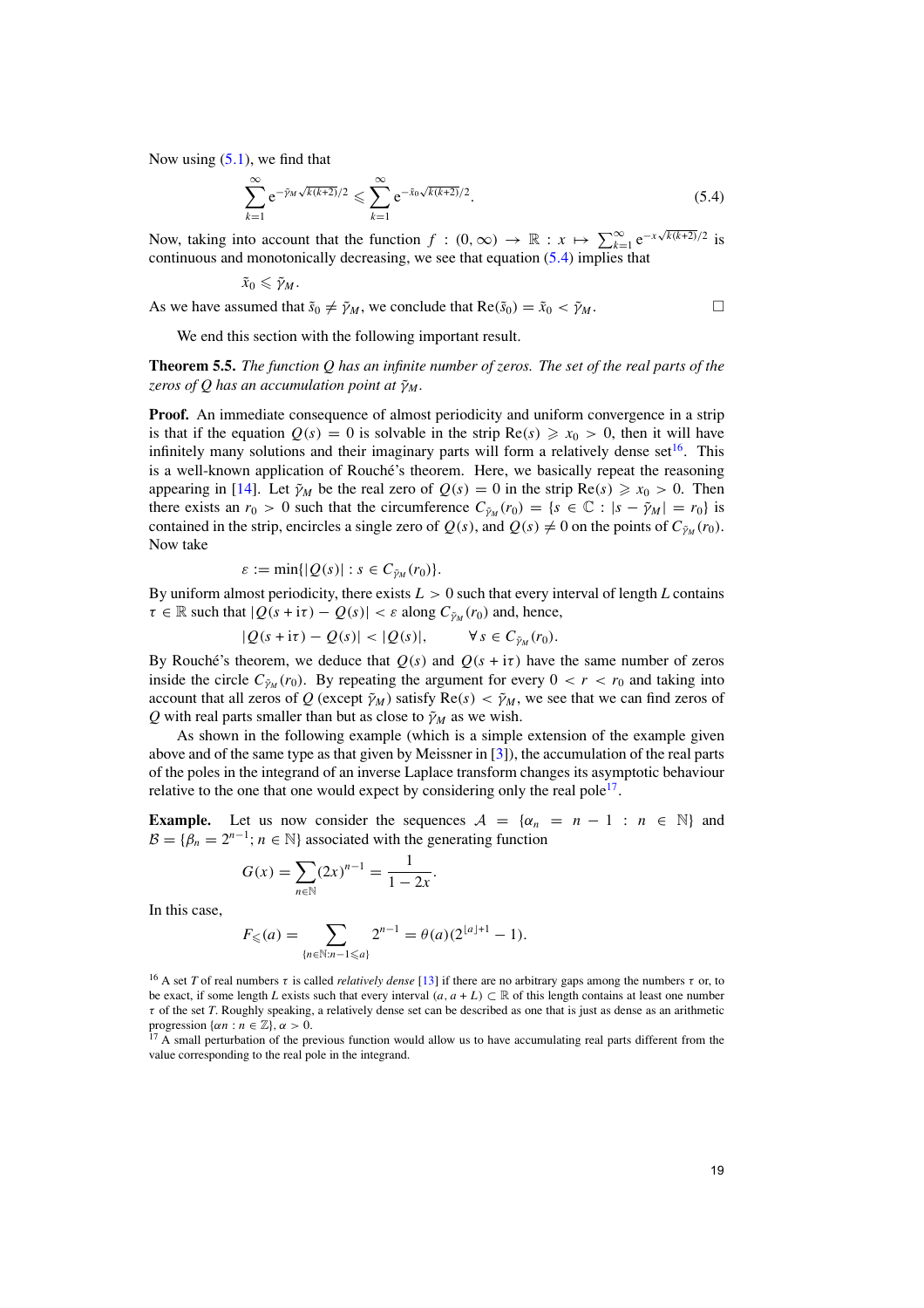Now using (5.1), we find that

$$\sum_{k=1}^{\infty} \mathrm{e}^{-\tilde{\gamma}_M \sqrt{k(k+2)}/2} \leqslant \sum_{k=1}^{\infty} \mathrm{e}^{-\tilde{x}_0 \sqrt{k(k+2)}/2}. \tag{5.4}$$

Now, taking into account that the function $f : (0, \infty) \to \mathbb{R} : x \mapsto \sum_{k=1}^{\infty} \mathrm{e}^{-x\sqrt{k(k+2)}/2}$ is continuous and monotonically decreasing, we see that equation (5.4) implies that

$$\tilde{x}_0 \leqslant \tilde{\gamma}_M.$$

As we have assumed that $\tilde{s}_0 \neq \tilde{\gamma}_M$, we conclude that $\mathrm{Re}(\tilde{s}_0) = \tilde{x}_0 < \tilde{\gamma}_M$. □

We end this section with the following important result.

**Theorem 5.5.** *The function $Q$ has an infinite number of zeros. The set of the real parts of the zeros of $Q$ has an accumulation point at $\tilde{\gamma}_M$.*

**Proof.** An immediate consequence of almost periodicity and uniform convergence in a strip is that if the equation $Q(s) = 0$ is solvable in the strip $\mathrm{Re}(s) \geqslant x_0 > 0$, then it will have infinitely many solutions and their imaginary parts will form a relatively dense set[16]. This is a well-known application of Rouché's theorem. Here, we basically repeat the reasoning appearing in [14]. Let $\tilde{\gamma}_M$ be the real zero of $Q(s) = 0$ in the strip $\mathrm{Re}(s) \geqslant x_0 > 0$. Then there exists an $r_0 > 0$ such that the circumference $C_{\tilde{\gamma}_M}(r_0) = \{s \in \mathbb{C} : |s - \tilde{\gamma}_M| = r_0\}$ is contained in the strip, encircles a single zero of $Q(s)$, and $Q(s) \neq 0$ on the points of $C_{\tilde{\gamma}_M}(r_0)$. Now take

$$\varepsilon := \min\{|Q(s)| : s \in C_{\tilde{\gamma}_M}(r_0)\}.$$

By uniform almost periodicity, there exists $L > 0$ such that every interval of length $L$ contains $\tau \in \mathbb{R}$ such that $|Q(s + \mathrm{i}\tau) - Q(s)| < \varepsilon$ along $C_{\tilde{\gamma}_M}(r_0)$ and, hence,

$$|Q(s + \mathrm{i}\tau) - Q(s)| < |Q(s)|, \qquad \forall\, s \in C_{\tilde{\gamma}_M}(r_0).$$

By Rouché's theorem, we deduce that $Q(s)$ and $Q(s + \mathrm{i}\tau)$ have the same number of zeros inside the circle $C_{\tilde{\gamma}_M}(r_0)$. By repeating the argument for every $0 < r < r_0$ and taking into account that all zeros of $Q$ (except $\tilde{\gamma}_M$) satisfy $\mathrm{Re}(s) < \tilde{\gamma}_M$, we see that we can find zeros of $Q$ with real parts smaller than but as close to $\tilde{\gamma}_M$ as we wish.

As shown in the following example (which is a simple extension of the example given above and of the same type as that given by Meissner in [3]), the accumulation of the real parts of the poles in the integrand of an inverse Laplace transform changes its asymptotic behaviour relative to the one that one would expect by considering only the real pole[17].

**Example.** Let us now consider the sequences $\mathcal{A} = \{\alpha_n = n - 1 : n \in \mathbb{N}\}$ and $\mathcal{B} = \{\beta_n = 2^{n-1}; n \in \mathbb{N}\}$ associated with the generating function

$$G(x) = \sum_{n\in\mathbb{N}} (2x)^{n-1} = \frac{1}{1 - 2x}.$$

In this case,

$$F_{\leqslant}(a) = \sum_{\{n\in\mathbb{N}: n-1\leqslant a\}} 2^{n-1} = \theta(a)(2^{\lfloor a\rfloor+1} - 1).$$

[16] A set $T$ of real numbers $\tau$ is called *relatively dense* [13] if there are no arbitrary gaps among the numbers $\tau$ or, to be exact, if some length $L$ exists such that every interval $(a, a + L) \subset \mathbb{R}$ of this length contains at least one number $\tau$ of the set $T$. Roughly speaking, a relatively dense set can be described as one that is just as dense as an arithmetic progression $\{\alpha n : n \in \mathbb{Z}\}$, $\alpha > 0$.

[17] A small perturbation of the previous function would allow us to have accumulating real parts different from the value corresponding to the real pole in the integrand.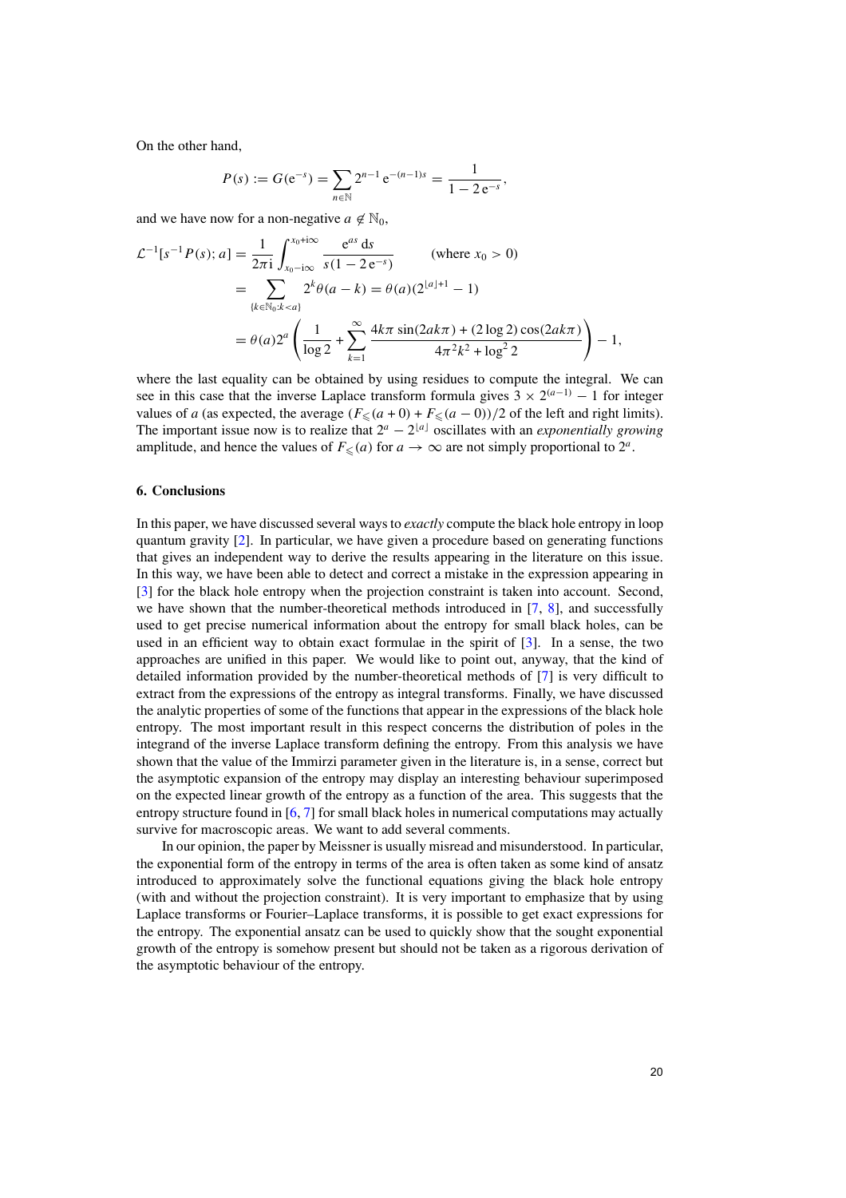On the other hand,

$$P(s) := G(\mathrm{e}^{-s}) = \sum_{n\in\mathbb{N}} 2^{n-1}\,\mathrm{e}^{-(n-1)s} = \frac{1}{1-2\,\mathrm{e}^{-s}},$$

and we have now for a non-negative $a \notin \mathbb{N}_0$,

$$\begin{aligned}
\mathcal{L}^{-1}[s^{-1}P(s); a] &= \frac{1}{2\pi\mathrm{i}}\int_{x_0-\mathrm{i}\infty}^{x_0+\mathrm{i}\infty} \frac{\mathrm{e}^{as}\,\mathrm{d}s}{s(1-2\,\mathrm{e}^{-s})} \qquad \text{(where } x_0 > 0\text{)}\\
&= \sum_{\{k\in\mathbb{N}_0 : k<a\}} 2^k \theta(a-k) = \theta(a)(2^{\lfloor a\rfloor+1}-1)\\
&= \theta(a)2^a\left(\frac{1}{\log 2} + \sum_{k=1}^{\infty}\frac{4k\pi\sin(2ak\pi) + (2\log 2)\cos(2ak\pi)}{4\pi^2k^2+\log^2 2}\right) - 1,
\end{aligned}$$

where the last equality can be obtained by using residues to compute the integral. We can see in this case that the inverse Laplace transform formula gives $3\times 2^{(a-1)}-1$ for integer values of $a$ (as expected, the average $(F_{\leqslant}(a+0)+F_{\leqslant}(a-0))/2$ of the left and right limits). The important issue now is to realize that $2^a - 2^{\lfloor a\rfloor}$ oscillates with an *exponentially growing* amplitude, and hence the values of $F_{\leqslant}(a)$ for $a\to\infty$ are not simply proportional to $2^a$.

## 6. Conclusions

In this paper, we have discussed several ways to *exactly* compute the black hole entropy in loop quantum gravity [2]. In particular, we have given a procedure based on generating functions that gives an independent way to derive the results appearing in the literature on this issue. In this way, we have been able to detect and correct a mistake in the expression appearing in [3] for the black hole entropy when the projection constraint is taken into account. Second, we have shown that the number-theoretical methods introduced in [7, 8], and successfully used to get precise numerical information about the entropy for small black holes, can be used in an efficient way to obtain exact formulae in the spirit of [3]. In a sense, the two approaches are unified in this paper. We would like to point out, anyway, that the kind of detailed information provided by the number-theoretical methods of [7] is very difficult to extract from the expressions of the entropy as integral transforms. Finally, we have discussed the analytic properties of some of the functions that appear in the expressions of the black hole entropy. The most important result in this respect concerns the distribution of poles in the integrand of the inverse Laplace transform defining the entropy. From this analysis we have shown that the value of the Immirzi parameter given in the literature is, in a sense, correct but the asymptotic expansion of the entropy may display an interesting behaviour superimposed on the expected linear growth of the entropy as a function of the area. This suggests that the entropy structure found in [6, 7] for small black holes in numerical computations may actually survive for macroscopic areas. We want to add several comments.

In our opinion, the paper by Meissner is usually misread and misunderstood. In particular, the exponential form of the entropy in terms of the area is often taken as some kind of ansatz introduced to approximately solve the functional equations giving the black hole entropy (with and without the projection constraint). It is very important to emphasize that by using Laplace transforms or Fourier–Laplace transforms, it is possible to get exact expressions for the entropy. The exponential ansatz can be used to quickly show that the sought exponential growth of the entropy is somehow present but should not be taken as a rigorous derivation of the asymptotic behaviour of the entropy.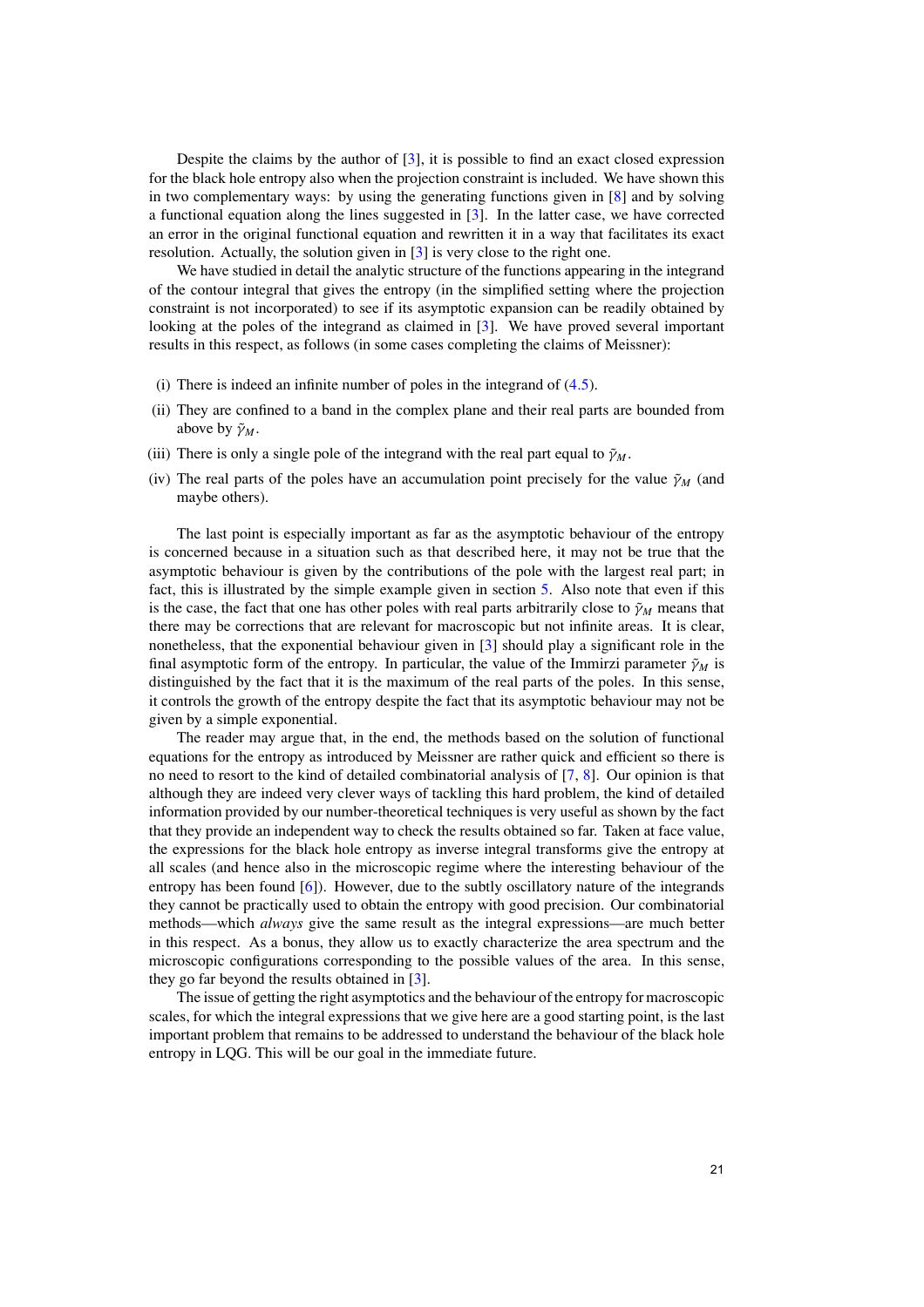Despite the claims by the author of [3], it is possible to find an exact closed expression for the black hole entropy also when the projection constraint is included. We have shown this in two complementary ways: by using the generating functions given in [8] and by solving a functional equation along the lines suggested in [3]. In the latter case, we have corrected an error in the original functional equation and rewritten it in a way that facilitates its exact resolution. Actually, the solution given in [3] is very close to the right one.

We have studied in detail the analytic structure of the functions appearing in the integrand of the contour integral that gives the entropy (in the simplified setting where the projection constraint is not incorporated) to see if its asymptotic expansion can be readily obtained by looking at the poles of the integrand as claimed in [3]. We have proved several important results in this respect, as follows (in some cases completing the claims of Meissner):

(i) There is indeed an infinite number of poles in the integrand of (4.5).

(ii) They are confined to a band in the complex plane and their real parts are bounded from above by $\tilde{\gamma}_M$.

(iii) There is only a single pole of the integrand with the real part equal to $\tilde{\gamma}_M$.

(iv) The real parts of the poles have an accumulation point precisely for the value $\tilde{\gamma}_M$ (and maybe others).

The last point is especially important as far as the asymptotic behaviour of the entropy is concerned because in a situation such as that described here, it may not be true that the asymptotic behaviour is given by the contributions of the pole with the largest real part; in fact, this is illustrated by the simple example given in section 5. Also note that even if this is the case, the fact that one has other poles with real parts arbitrarily close to $\tilde{\gamma}_M$ means that there may be corrections that are relevant for macroscopic but not infinite areas. It is clear, nonetheless, that the exponential behaviour given in [3] should play a significant role in the final asymptotic form of the entropy. In particular, the value of the Immirzi parameter $\tilde{\gamma}_M$ is distinguished by the fact that it is the maximum of the real parts of the poles. In this sense, it controls the growth of the entropy despite the fact that its asymptotic behaviour may not be given by a simple exponential.

The reader may argue that, in the end, the methods based on the solution of functional equations for the entropy as introduced by Meissner are rather quick and efficient so there is no need to resort to the kind of detailed combinatorial analysis of [7, 8]. Our opinion is that although they are indeed very clever ways of tackling this hard problem, the kind of detailed information provided by our number-theoretical techniques is very useful as shown by the fact that they provide an independent way to check the results obtained so far. Taken at face value, the expressions for the black hole entropy as inverse integral transforms give the entropy at all scales (and hence also in the microscopic regime where the interesting behaviour of the entropy has been found [6]). However, due to the subtly oscillatory nature of the integrands they cannot be practically used to obtain the entropy with good precision. Our combinatorial methods—which *always* give the same result as the integral expressions—are much better in this respect. As a bonus, they allow us to exactly characterize the area spectrum and the microscopic configurations corresponding to the possible values of the area. In this sense, they go far beyond the results obtained in [3].

The issue of getting the right asymptotics and the behaviour of the entropy for macroscopic scales, for which the integral expressions that we give here are a good starting point, is the last important problem that remains to be addressed to understand the behaviour of the black hole entropy in LQG. This will be our goal in the immediate future.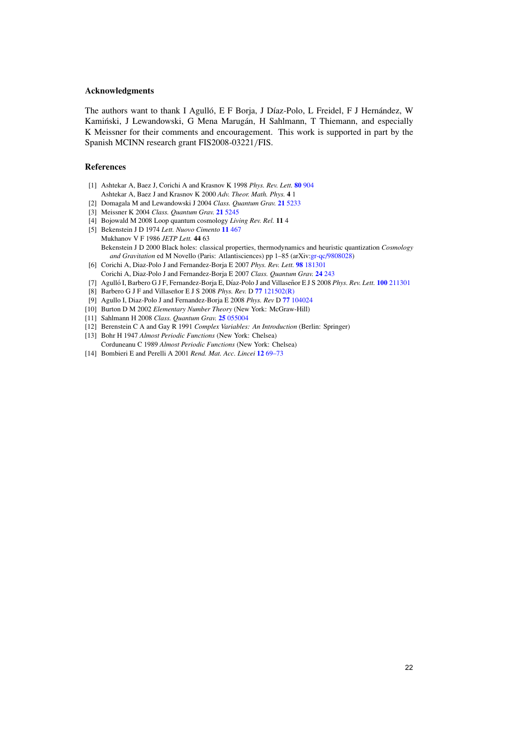## Acknowledgments

The authors want to thank I Agulló, E F Borja, J Díaz-Polo, L Freidel, F J Hernández, W Kamiński, J Lewandowski, G Mena Marugán, H Sahlmann, T Thiemann, and especially K Meissner for their comments and encouragement. This work is supported in part by the Spanish MCINN research grant FIS2008-03221/FIS.

## References

[1] Ashtekar A, Baez J, Corichi A and Krasnov K 1998 *Phys. Rev. Lett.* **80** 904
Ashtekar A, Baez J and Krasnov K 2000 *Adv. Theor. Math. Phys.* **4** 1

[2] Domagala M and Lewandowski J 2004 *Class. Quantum Grav.* **21** 5233

[3] Meissner K 2004 *Class. Quantum Grav.* **21** 5245

[4] Bojowald M 2008 Loop quantum cosmology *Living Rev. Rel.* **11** 4

[5] Bekenstein J D 1974 *Lett. Nuovo Cimento* **11** 467
Mukhanov V F 1986 *JETP Lett.* **44** 63
Bekenstein J D 2000 Black holes: classical properties, thermodynamics and heuristic quantization *Cosmology and Gravitation* ed M Novello (Paris: Atlantisciences) pp 1–85 (arXiv:gr-qc/9808028)

[6] Corichi A, Diaz-Polo J and Fernandez-Borja E 2007 *Phys. Rev. Lett.* **98** 181301
Corichi A, Diaz-Polo J and Fernandez-Borja E 2007 *Class. Quantum Grav.* **24** 243

[7] Agulló I, Barbero G J F, Fernandez-Borja E, Díaz-Polo J and Villaseñor E J S 2008 *Phys. Rev. Lett.* **100** 211301

[8] Barbero G J F and Villaseñor E J S 2008 *Phys. Rev.* D **77** 121502(R)

[9] Agullo I, Diaz-Polo J and Fernandez-Borja E 2008 *Phys. Rev* D **77** 104024

[10] Burton D M 2002 *Elementary Number Theory* (New York: McGraw-Hill)

[11] Sahlmann H 2008 *Class. Quantum Grav.* **25** 055004

[12] Berenstein C A and Gay R 1991 *Complex Variables: An Introduction* (Berlin: Springer)

[13] Bohr H 1947 *Almost Periodic Functions* (New York: Chelsea)
Corduneanu C 1989 *Almost Periodic Functions* (New York: Chelsea)

[14] Bombieri E and Perelli A 2001 *Rend. Mat. Acc. Lincei* **12** 69–73